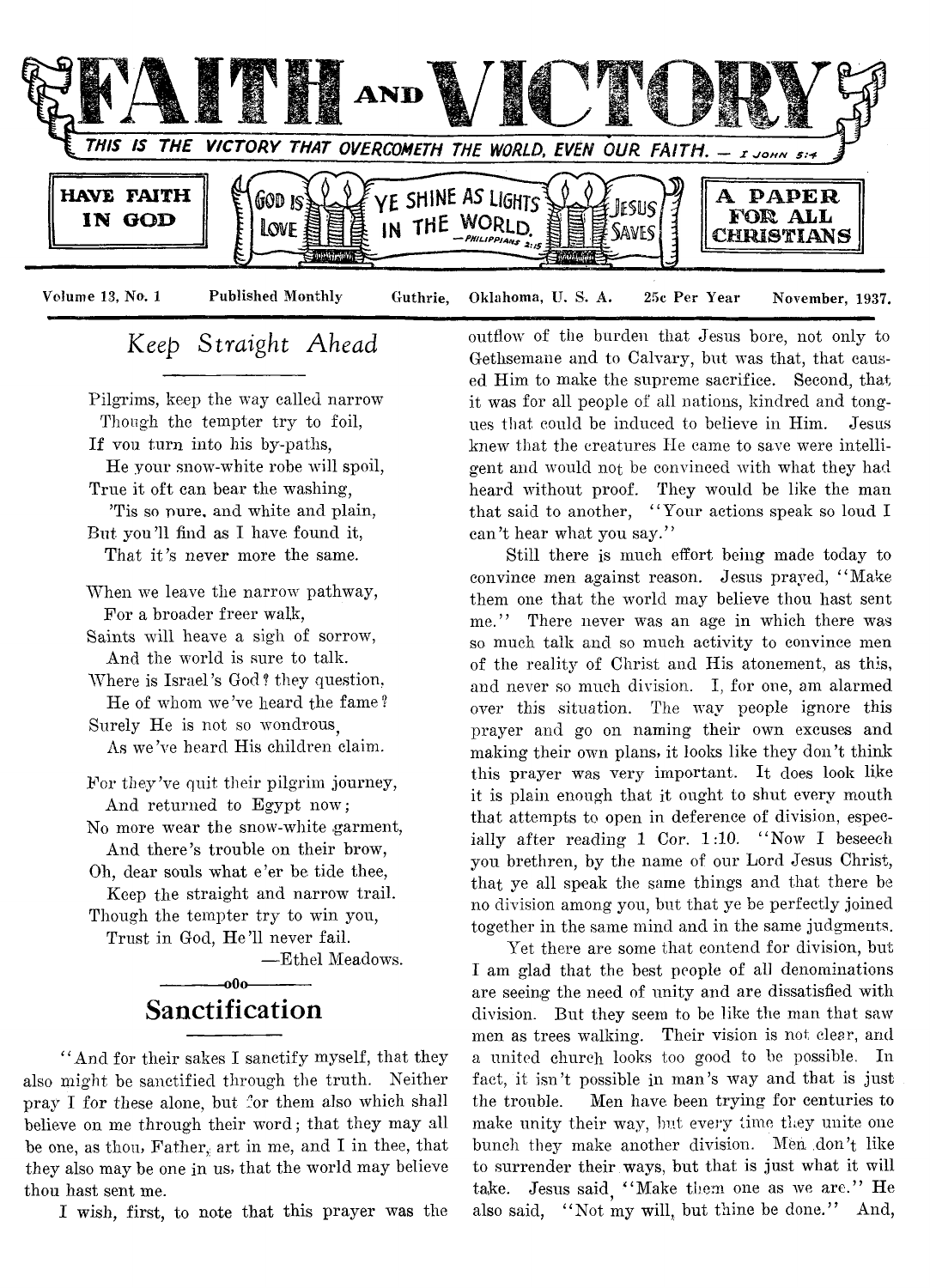# FAITH AND VICTORY

THIS IS THE VICTORY THAT OVERCOMETH THE WORLD, EVEN OUR FAITH. — I JOHN 5:4

HAVE FAITH IN GOD

GOD IS LOVE — YE SHINE AS LIGHTS IN THE WORLD. —PHILIPPIANS 2:15 — JESUS SAVES

A PAPER FOR ALL CHRISTIANS

Volume 13, No. 1 — Published Monthly — Guthrie, Oklahoma, U. S. A. — 25c Per Year — November, 1937.

## *Keep Straight Ahead*

Pilgrims, keep the way called narrow
Though the tempter try to foil,
If you turn into his by-paths,
He your snow-white robe will spoil,
True it oft can bear the washing,
'Tis so pure, and white and plain,
But you'll find as I have found it,
That it's never more the same.

When we leave the narrow pathway,
For a broader freer walk,
Saints will heave a sigh of sorrow,
And the world is sure to talk.
Where is Israel's God? they question,
He of whom we've heard the fame?
Surely He is not so wondrous,
As we've heard His children claim.

For they've quit their pilgrim journey,
And returned to Egypt now;
No more wear the snow-white garment,
And there's trouble on their brow,
Oh, dear souls what e'er be tide thee,
Keep the straight and narrow trail.
Though the tempter try to win you,
Trust in God, He'll never fail.

—Ethel Meadows.

## Sanctification

"And for their sakes I sanctify myself, that they also might be sanctified through the truth. Neither pray I for these alone, but for them also which shall believe on me through their word; that they may all be one, as thou, Father, art in me, and I in thee, that they also may be one in us, that the world may believe thou hast sent me.

I wish, first, to note that this prayer was the outflow of the burden that Jesus bore, not only to Gethsemane and to Calvary, but was that, that caused Him to make the supreme sacrifice. Second, that it was for all people of all nations, kindred and tongues that could be induced to believe in Him. Jesus knew that the creatures He came to save were intelligent and would not be convinced with what they had heard without proof. They would be like the man that said to another, "Your actions speak so loud I can't hear what you say."

Still there is much effort being made today to convince men against reason. Jesus prayed, "Make them one that the world may believe thou hast sent me." There never was an age in which there was so much talk and so much activity to convince men of the reality of Christ and His atonement, as this, and never so much division. I, for one, am alarmed over this situation. The way people ignore this prayer and go on naming their own excuses and making their own plans, it looks like they don't think this prayer was very important. It does look like it is plain enough that it ought to shut every mouth that attempts to open in deference of division, especially after reading 1 Cor. 1:10. "Now I beseech you brethren, by the name of our Lord Jesus Christ, that ye all speak the same things and that there be no division among you, but that ye be perfectly joined together in the same mind and in the same judgments.

Yet there are some that contend for division, but I am glad that the best people of all denominations are seeing the need of unity and are dissatisfied with division. But they seem to be like the man that saw men as trees walking. Their vision is not clear, and a united church looks too good to be possible. In fact, it isn't possible in man's way and that is just the trouble. Men have been trying for centuries to make unity their way, but every time they unite one bunch they make another division. Men don't like to surrender their ways, but that is just what it will take. Jesus said, "Make them one as we are." He also said, "Not my will, but thine be done." And,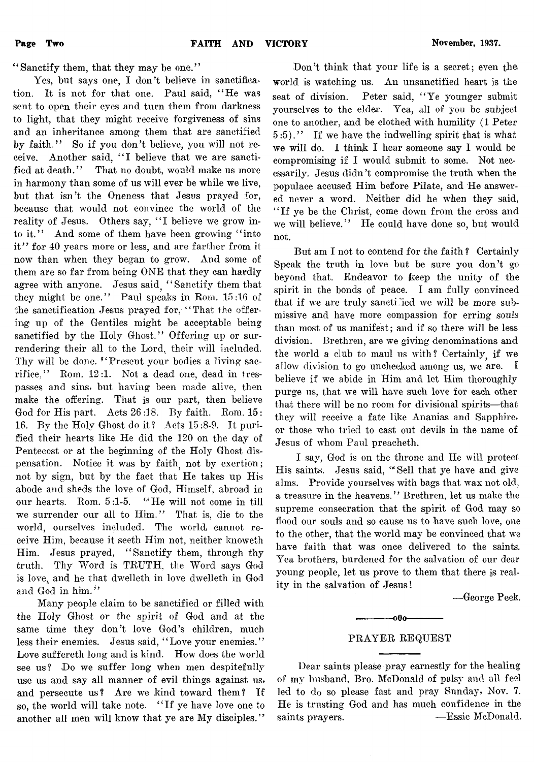"Sanctify them, that they may be one."

Yes, but says one, I don't believe in sanctification. It is not for that one. Paul said, "He was sent to open their eyes and turn them from darkness to light, that they might receive forgiveness of sins and an inheritance among them that are sanctified by faith." So if you don't believe, you will not receive. Another said, "I believe that we are sanctified at death." That no doubt, would make us more in harmony than some of us will ever be while we live, but that isn't the Oneness that Jesus prayed for, because that would not convince the world of the reality of Jesus. Others say, "I believe we grow into it." And some of them have been growing "into it" for 40 years more or less, and are farther from it now than when they began to grow. And some of them are so far from being ONE that they can hardly agree with anyone. Jesus said, "Sanctify them that they might be one." Paul speaks in Rom. 15:16 of the sanctification Jesus prayed for, "That the offering up of the Gentiles might be acceptable being sanctified by the Holy Ghost." Offering up or surrendering their all to the Lord, their will included. Thy will be done. "Present your bodies a living sacrifice," Rom. 12:1. Not a dead one, dead in trespasses and sins, but having been made alive, then make the offering. That is our part, then believe God for His part. Acts 26:18. By faith. Rom. 15: 16. By the Holy Ghost do it? Acts 15:8-9. It purified their hearts like He did the 120 on the day of Pentecost or at the beginning of the Holy Ghost dispensation. Notice it was by faith, not by exertion; not by sign, but by the fact that He takes up His abode and sheds the love of God, Himself, abroad in our hearts. Rom. 5:1-5. "He will not come in till we surrender our all to Him." That is, die to the world, ourselves included. The world cannot receive Him, because it seeth Him not, neither knoweth Him. Jesus prayed, "Sanctify them, through thy truth. Thy Word is TRUTH, the Word says God is love, and he that dwelleth in love dwelleth in God and God in him."

Many people claim to be sanctified or filled with the Holy Ghost or the spirit of God and at the same time they don't love God's children, much less their enemies. Jesus said, "Love your enemies." Love suffereth long and is kind. How does the world see us? Do we suffer long when men despitefully use us and say all manner of evil things against us, and persecute us? Are we kind toward them? If so, the world will take note. "If ye have love one to another all men will know that ye are My disciples."

Don't think that your life is a secret; even the world is watching us. An unsanctified heart is the seat of division. Peter said, "Ye younger submit yourselves to the elder. Yea, all of you be subject one to another, and be clothed with humility (1 Peter 5:5)." If we have the indwelling spirit that is what we will do. I think I hear someone say I would be compromising if I would submit to some. Not necessarily. Jesus didn't compromise the truth when the populace accused Him before Pilate, and He answered never a word. Neither did he when they said, "If ye be the Christ, come down from the cross and we will believe." He could have done so, but would not.

But am I not to contend for the faith? Certainly Speak the truth in love but be sure you don't go beyond that. Endeavor to keep the unity of the spirit in the bonds of peace. I am fully convinced that if we are truly sanctified we will be more submissive and have more compassion for erring souls than most of us manifest; and if so there will be less division. Brethren, are we giving denominations and the world a club to maul us with? Certainly, if we allow division to go unchecked among us, we are. I believe if we abide in Him and let Him thoroughly purge us, that we will have such love for each other that there will be no room for divisional spirits—that they will receive a fate like Ananias and Sapphire, or those who tried to cast out devils in the name of Jesus of whom Paul preacheth.

I say, God is on the throne and He will protect His saints. Jesus said, "Sell that ye have and give alms. Provide yourselves with bags that wax not old, a treasure in the heavens." Brethren, let us make the supreme consecration that the spirit of God may so flood our souls and so cause us to have such love, one to the other, that the world may be convinced that we have faith that was once delivered to the saints. Yea brothers, burdened for the salvation of our dear young people, let us prove to them that there is reality in the salvation of Jesus!

—George Peek.

---

## PRAYER REQUEST

Dear saints please pray earnestly for the healing of my husband, Bro. McDonald of palsy and all feel led to do so please fast and pray Sunday, Nov. 7. He is trusting God and has much confidence in the saints prayers. —Essie McDonald.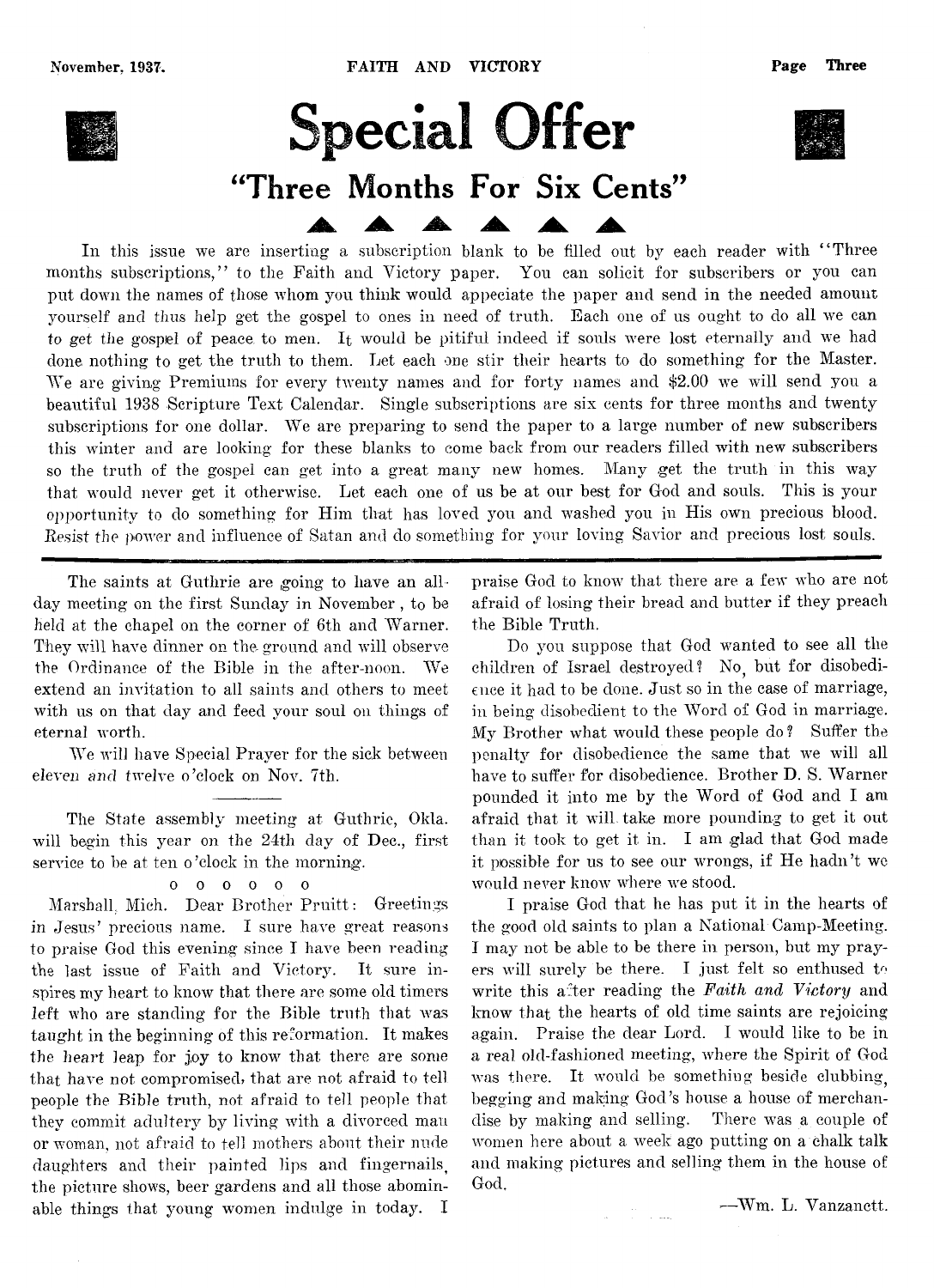# Special Offer

## "Three Months For Six Cents"

▲ ▲ ▲ ▲ ▲ ▲

In this issue we are inserting a subscription blank to be filled out by each reader with "Three months subscriptions," to the Faith and Victory paper. You can solicit for subscribers or you can put down the names of those whom you think would appeciate the paper and send in the needed amount yourself and thus help get the gospel to ones in need of truth. Each one of us ought to do all we can to get the gospel of peace to men. It would be pitiful indeed if souls were lost eternally and we had done nothing to get the truth to them. Let each one stir their hearts to do something for the Master. We are giving Premiums for every twenty names and for forty names and $2.00 we will send you a beautiful 1938 Scripture Text Calendar. Single subscriptions are six cents for three months and twenty subscriptions for one dollar. We are preparing to send the paper to a large number of new subscribers this winter and are looking for these blanks to come back from our readers filled with new subscribers so the truth of the gospel can get into a great many new homes. Many get the truth in this way that would never get it otherwise. Let each one of us be at our best for God and souls. This is your opportunity to do something for Him that has loved you and washed you in His own precious blood. Resist the power and influence of Satan and do something for your loving Savior and precious lost souls.

---

The saints at Guthrie are going to have an all-day meeting on the first Sunday in November, to be held at the chapel on the corner of 6th and Warner. They will have dinner on the ground and will observe the Ordinance of the Bible in the after-noon. We extend an invitation to all saints and others to meet with us on that day and feed your soul on things of eternal worth.

We will have Special Prayer for the sick between eleven and twelve o'clock on Nov. 7th.

---

The State assembly meeting at Guthrie, Okla. will begin this year on the 24th day of Dec., first service to be at ten o'clock in the morning.

o o o o o o

Marshall, Mich. Dear Brother Pruitt: Greetings in Jesus' precious name. I sure have great reasons to praise God this evening since I have been reading the last issue of Faith and Victory. It sure inspires my heart to know that there are some old timers left who are standing for the Bible truth that was taught in the beginning of this reformation. It makes the heart leap for joy to know that there are some that have not compromised, that are not afraid to tell people the Bible truth, not afraid to tell people that they commit adultery by living with a divorced man or woman, not afraid to tell mothers about their nude daughters and their painted lips and fingernails, the picture shows, beer gardens and all those abominable things that young women indulge in today. I praise God to know that there are a few who are not afraid of losing their bread and butter if they preach the Bible Truth.

Do you suppose that God wanted to see all the children of Israel destroyed? No, but for disobedience it had to be done. Just so in the case of marriage, in being disobedient to the Word of God in marriage. My Brother what would these people do? Suffer the penalty for disobedience the same that we will all have to suffer for disobedience. Brother D. S. Warner pounded it into me by the Word of God and I am afraid that it will take more pounding to get it out than it took to get it in. I am glad that God made it possible for us to see our wrongs, if He hadn't we would never know where we stood.

I praise God that he has put it in the hearts of the good old saints to plan a National Camp-Meeting. I may not be able to be there in person, but my prayers will surely be there. I just felt so enthused to write this after reading the *Faith and Victory* and know that the hearts of old time saints are rejoicing again. Praise the dear Lord. I would like to be in a real old-fashioned meeting, where the Spirit of God was there. It would be something beside clubbing, begging and making God's house a house of merchandise by making and selling. There was a couple of women here about a week ago putting on a chalk talk and making pictures and selling them in the house of God.

—Wm. L. Vanzanett.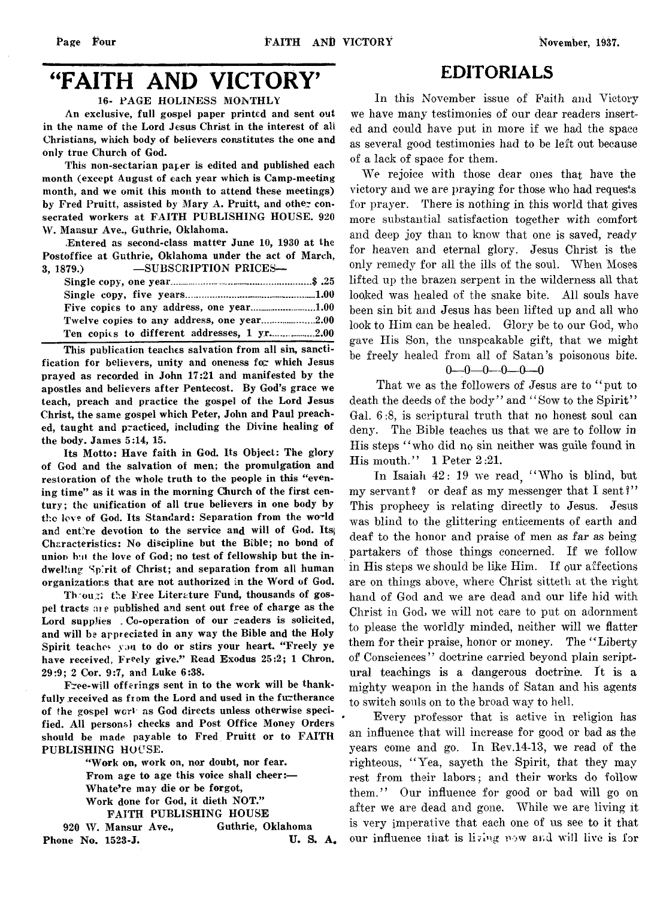# "FAITH AND VICTORY'

16- PAGE HOLINESS MONTHLY

An exclusive, full gospel paper printed and sent out in the name of the Lord Jesus Christ in the interest of all Christians, which body of believers constitutes the one and only true Church of God.

This non-sectarian paper is edited and published each month (except August of each year which is Camp-meeting month, and we omit this month to attend these meetings) by Fred Pruitt, assisted by Mary A. Pruitt, and other consecrated workers at FAITH PUBLISHING HOUSE. 920 W. Mansur Ave., Guthrie, Oklahoma.

Entered as second-class matter June 10, 1930 at the Postoffice at Guthrie, Oklahoma under the act of March, 3, 1879.) —SUBSCRIPTION PRICES—

| | |
|---|---|
| Single copy, one year | $ .25 |
| Single copy, five years | 1.00 |
| Five copies to any address, one year | 1.00 |
| Twelve copies to any address, one year | 2.00 |
| Ten copies to different addresses, 1 yr | 2.00 |

This publication teaches salvation from all sin, sanctification for believers, unity and oneness for which Jesus prayed as recorded in John 17:21 and manifested by the apostles and believers after Pentecost. By God's grace we teach, preach and practice the gospel of the Lord Jesus Christ, the same gospel which Peter, John and Paul preached, taught and practiced, including the Divine healing of the body. James 5:14, 15.

Its Motto: Have faith in God. Its Object: The glory of God and the salvation of men; the promulgation and restoration of the whole truth to the people in this "evening time" as it was in the morning Church of the first century; the unification of all true believers in one body by the love of God. Its Standard: Separation from the world and entire devotion to the service and will of God. Its Characteristics: No discipline but the Bible; no bond of union but the love of God; no test of fellowship but the indwelling Spirit of Christ; and separation from all human organizations that are not authorized in the Word of God.

Through the Free Literature Fund, thousands of gospel tracts are published and sent out free of charge as the Lord supplies . Co-operation of our readers is solicited, and will be appreciated in any way the Bible and the Holy Spirit teaches you to do or stirs your heart. "Freely ye have received, Freely give." Read Exodus 25:2; 1 Chron. 29:9; 2 Cor. 9:7, and Luke 6:38.

Free-will offerings sent in to the work will be thankfully received as from the Lord and used in the furtherance of the gospel work as God directs unless otherwise specified. All personal checks and Post Office Money Orders should be made payable to Fred Pruitt or to FAITH PUBLISHING HOUSE.

"Work on, work on, nor doubt, nor fear.
From age to age this voice shall cheer:—
Whate're may die or be forgot,
Work done for God, it dieth NOT."

FAITH PUBLISHING HOUSE
920 W. Mansur Ave., Guthrie, Oklahoma
Phone No. 1523-J. U. S. A.

# EDITORIALS

In this November issue of Faith and Victory we have many testimonies of our dear readers inserted and could have put in more if we had the space as several good testimonies had to be left out because of a lack of space for them.

We rejoice with those dear ones that have the victory and we are praying for those who had requests for prayer. There is nothing in this world that gives more substantial satisfaction together with comfort and deep joy than to know that one is saved, ready for heaven and eternal glory. Jesus Christ is the only remedy for all the ills of the soul. When Moses lifted up the brazen serpent in the wilderness all that looked was healed of the snake bite. All souls have been sin bit and Jesus has been lifted up and all who look to Him can be healed. Glory be to our God, who gave His Son, the unspeakable gift, that we might be freely healed from all of Satan's poisonous bite.

0—0—0—0—0—0

That we as the followers of Jesus are to "put to death the deeds of the body" and "Sow to the Spirit" Gal. 6:8, is scriptural truth that no honest soul can deny. The Bible teaches us that we are to follow in His steps "who did no sin neither was guile found in His mouth." 1 Peter 2:21.

In Isaiah 42: 19 we read, "Who is blind, but my servant? or deaf as my messenger that I sent?" This prophecy is relating directly to Jesus. Jesus was blind to the glittering enticements of earth and deaf to the honor and praise of men as far as being partakers of those things concerned. If we follow in His steps we should be like Him. If our affections are on things above, where Christ sitteth at the right hand of God and we are dead and our life hid with Christ in God, we will not care to put on adornment to please the worldly minded, neither will we flatter them for their praise, honor or money. The "Liberty of Consciences" doctrine carried beyond plain scriptural teachings is a dangerous doctrine. It is a mighty weapon in the hands of Satan and his agents to switch souls on to the broad way to hell.

Every professor that is active in religion has an influence that will increase for good or bad as the years come and go. In Rev.14-13, we read of the righteous, "Yea, sayeth the Spirit, that they may rest from their labors; and their works do follow them." Our influence for good or bad will go on after we are dead and gone. While we are living it is very imperative that each one of us see to it that our influence that is living now and will live is for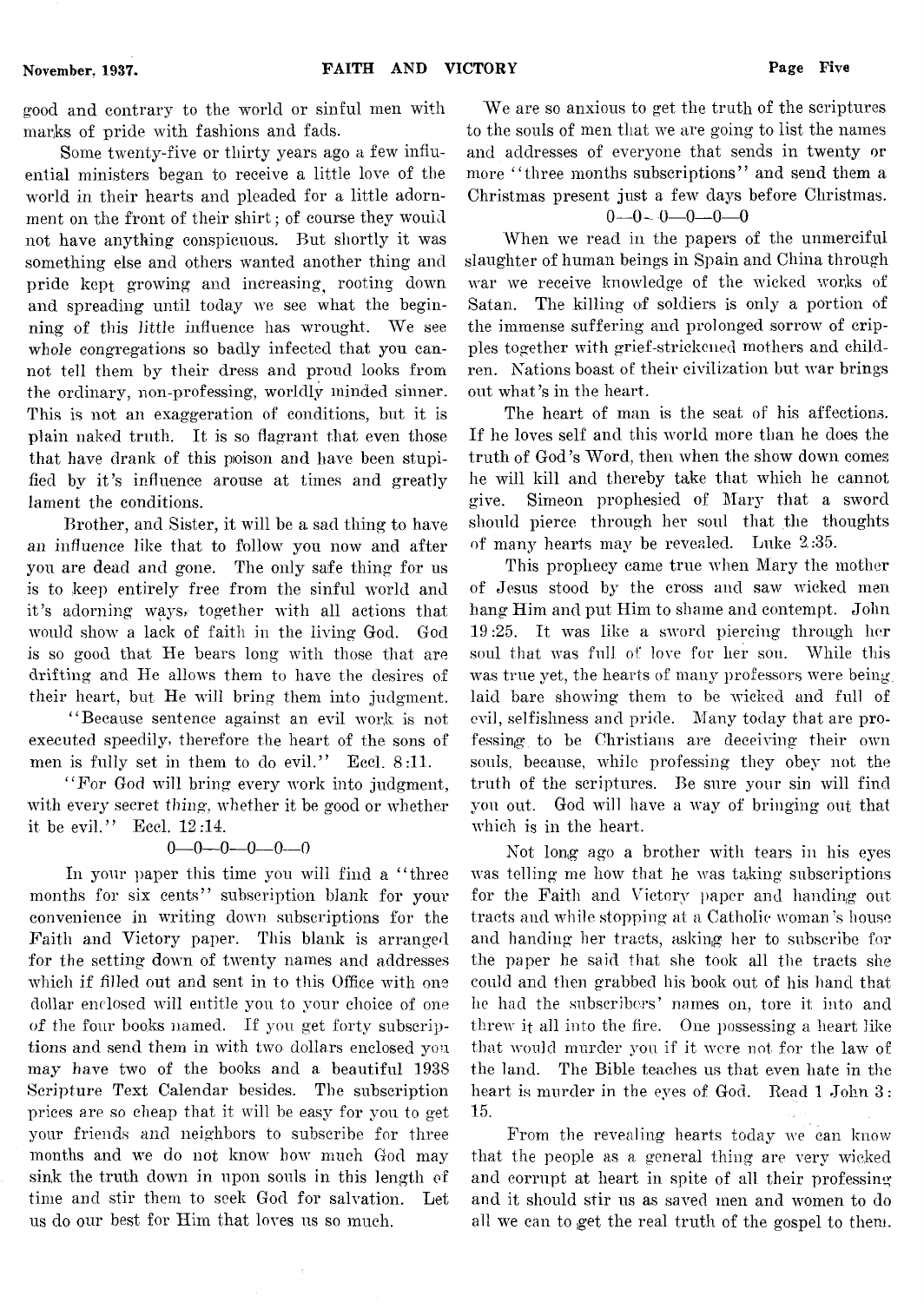good and contrary to the world or sinful men with marks of pride with fashions and fads.

Some twenty-five or thirty years ago a few influential ministers began to receive a little love of the world in their hearts and pleaded for a little adornment on the front of their shirt; of course they would not have anything conspicuous. But shortly it was something else and others wanted another thing and pride kept growing and increasing, rooting down and spreading until today we see what the beginning of this little influence has wrought. We see whole congregations so badly infected that you cannot tell them by their dress and proud looks from the ordinary, non-professing, worldly minded sinner. This is not an exaggeration of conditions, but it is plain naked truth. It is so flagrant that even those that have drank of this poison and have been stupified by it's influence arouse at times and greatly lament the conditions.

Brother, and Sister, it will be a sad thing to have an influence like that to follow you now and after you are dead and gone. The only safe thing for us is to keep entirely free from the sinful world and it's adorning ways, together with all actions that would show a lack of faith in the living God. God is so good that He bears long with those that are drifting and He allows them to have the desires of their heart, but He will bring them into judgment.

"Because sentence against an evil work is not executed speedily, therefore the heart of the sons of men is fully set in them to do evil." Eccl. 8:11.

"For God will bring every work into judgment, with every secret thing, whether it be good or whether it be evil." Eccl. 12:14.

0—0—0—0—0—0

In your paper this time you will find a "three months for six cents" subscription blank for your convenience in writing down subscriptions for the Faith and Victory paper. This blank is arranged for the setting down of twenty names and addresses which if filled out and sent in to this Office with one dollar enclosed will entitle you to your choice of one of the four books named. If you get forty subscriptions and send them in with two dollars enclosed you may have two of the books and a beautiful 1938 Scripture Text Calendar besides. The subscription prices are so cheap that it will be easy for you to get your friends and neighbors to subscribe for three months and we do not know how much God may sink the truth down in upon souls in this length of time and stir them to seek God for salvation. Let us do our best for Him that loves us so much.

We are so anxious to get the truth of the scriptures to the souls of men that we are going to list the names and addresses of everyone that sends in twenty or more "three months subscriptions" and send them a Christmas present just a few days before Christmas.

0—0—0—0—0—0

When we read in the papers of the unmerciful slaughter of human beings in Spain and China through war we receive knowledge of the wicked works of Satan. The killing of soldiers is only a portion of the immense suffering and prolonged sorrow of cripples together with grief-stricken mothers and children. Nations boast of their civilization but war brings out what's in the heart.

The heart of man is the seat of his affections. If he loves self and this world more than he does the truth of God's Word, then when the show down comes he will kill and thereby take that which he cannot give. Simeon prophesied of Mary that a sword should pierce through her soul that the thoughts of many hearts may be revealed. Luke 2:35.

This prophecy came true when Mary the mother of Jesus stood by the cross and saw wicked men hang Him and put Him to shame and contempt. John 19:25. It was like a sword piercing through her soul that was full of love for her son. While this was true yet, the hearts of many professors were being laid bare showing them to be wicked and full of evil, selfishness and pride. Many today that are professing to be Christians are deceiving their own souls, because, while professing they obey not the truth of the scriptures. Be sure your sin will find you out. God will have a way of bringing out that which is in the heart.

Not long ago a brother with tears in his eyes was telling me how that he was taking subscriptions for the Faith and Victory paper and handing out tracts and while stopping at a Catholic woman's house and handing her tracts, asking her to subscribe for the paper he said that she took all the tracts she could and then grabbed his book out of his hand that he had the subscribers' names on, tore it into and threw it all into the fire. One possessing a heart like that would murder you if it were not for the law of the land. The Bible teaches us that even hate in the heart is murder in the eyes of God. Read 1 John 3:15.

From the revealing hearts today we can know that the people as a general thing are very wicked and corrupt at heart in spite of all their professing and it should stir us as saved men and women to do all we can to get the real truth of the gospel to them.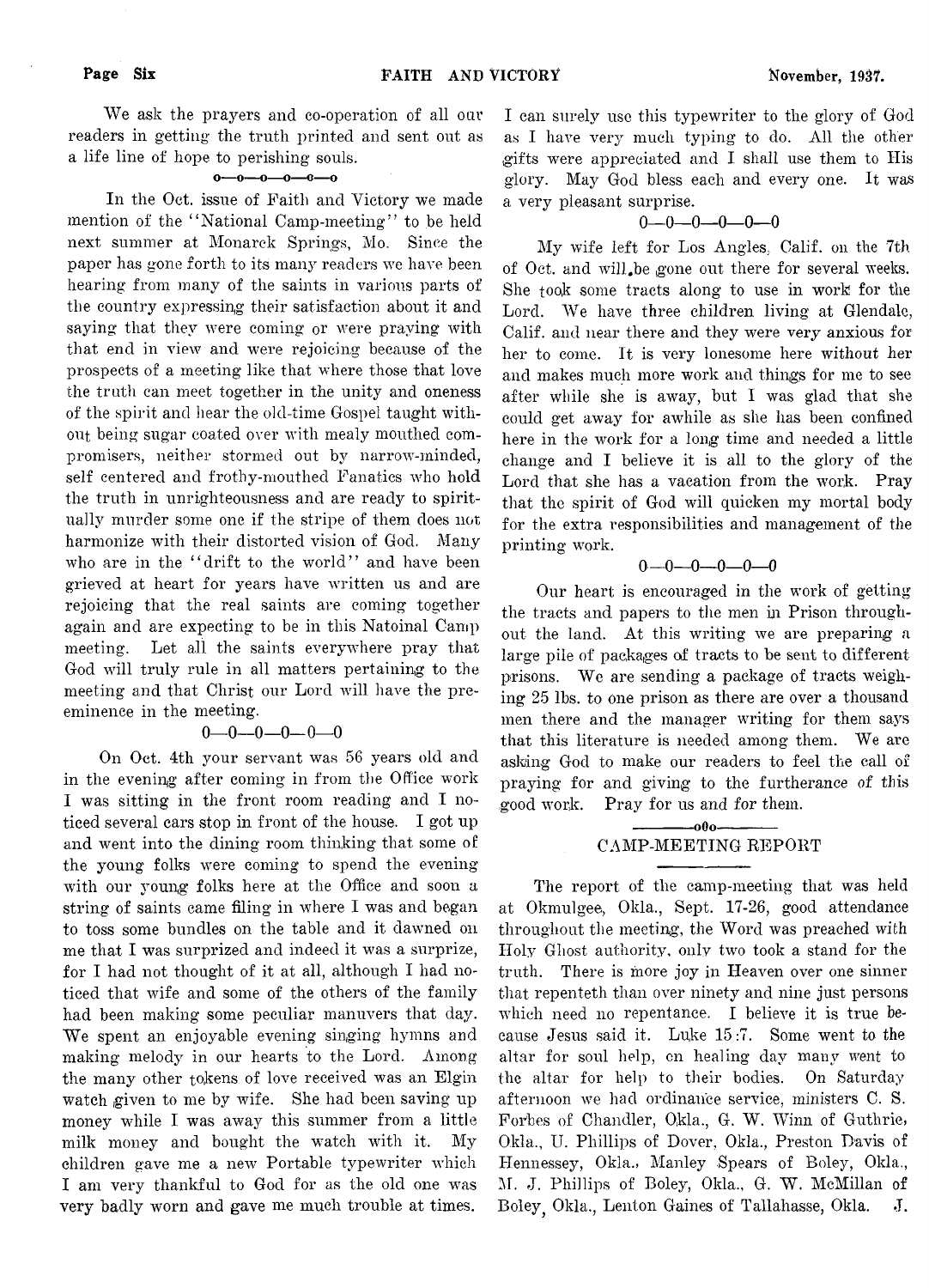We ask the prayers and co-operation of all our readers in getting the truth printed and sent out as a life line of hope to perishing souls.

o—o—o—o—o—o

In the Oct. issue of Faith and Victory we made mention of the "National Camp-meeting" to be held next summer at Monarck Springs, Mo. Since the paper has gone forth to its many readers we have been hearing from many of the saints in various parts of the country expressing their satisfaction about it and saying that they were coming or were praying with that end in view and were rejoicing because of the prospects of a meeting like that where those that love the truth can meet together in the unity and oneness of the spirit and hear the old-time Gospel taught without being sugar coated over with mealy mouthed compromisers, neither stormed out by narrow-minded, self centered and frothy-mouthed Fanatics who hold the truth in unrighteousness and are ready to spiritually murder some one if the stripe of them does not harmonize with their distorted vision of God. Many who are in the "drift to the world" and have been grieved at heart for years have written us and are rejoicing that the real saints are coming together again and are expecting to be in this Natoinal Camp meeting. Let all the saints everywhere pray that God will truly rule in all matters pertaining to the meeting and that Christ our Lord will have the preeminence in the meeting.

0—0—0—0—0—0

On Oct. 4th your servant was 56 years old and in the evening after coming in from the Office work I was sitting in the front room reading and I noticed several cars stop in front of the house. I got up and went into the dining room thinking that some of the young folks were coming to spend the evening with our young folks here at the Office and soon a string of saints came filing in where I was and began to toss some bundles on the table and it dawned on me that I was surprized and indeed it was a surprize, for I had not thought of it at all, although I had noticed that wife and some of the others of the family had been making some peculiar manuvers that day. We spent an enjoyable evening singing hymns and making melody in our hearts to the Lord. Among the many other tokens of love received was an Elgin watch given to me by wife. She had been saving up money while I was away this summer from a little milk money and bought the watch with it. My children gave me a new Portable typewriter which I am very thankful to God for as the old one was very badly worn and gave me much trouble at times. I can surely use this typewriter to the glory of God as I have very much typing to do. All the other gifts were appreciated and I shall use them to His glory. May God bless each and every one. It was a very pleasant surprise.

0—0—0—0—0—0

My wife left for Los Angles, Calif. on the 7th of Oct. and will be gone out there for several weeks. She took some tracts along to use in work for the Lord. We have three children living at Glendale, Calif. and near there and they were very anxious for her to come. It is very lonesome here without her and makes much more work and things for me to see after while she is away, but I was glad that she could get away for awhile as she has been confined here in the work for a long time and needed a little change and I believe it is all to the glory of the Lord that she has a vacation from the work. Pray that the spirit of God will quicken my mortal body for the extra responsibilities and management of the printing work.

0—0—0—0—0—0

Our heart is encouraged in the work of getting the tracts and papers to the men in Prison throughout the land. At this writing we are preparing a large pile of packages of tracts to be sent to different prisons. We are sending a package of tracts weighing 25 lbs. to one prison as there are over a thousand men there and the manager writing for them says that this literature is needed among them. We are asking God to make our readers to feel the call of praying for and giving to the furtherance of this good work. Pray for us and for them.

———o0o———

## CAMP-MEETING REPORT

The report of the camp-meeting that was held at Okmulgee, Okla., Sept. 17-26, good attendance throughout the meeting, the Word was preached with Holy Ghost authority, only two took a stand for the truth. There is more joy in Heaven over one sinner that repenteth than over ninety and nine just persons which need no repentance. I believe it is true because Jesus said it. Luke 15:7. Some went to the altar for soul help, on healing day many went to the altar for help to their bodies. On Saturday afternoon we had ordinance service, ministers C. S. Forbes of Chandler, Okla., G. W. Winn of Guthrie, Okla., U. Phillips of Dover, Okla., Preston Davis of Hennessey, Okla., Manley Spears of Boley, Okla., M. J. Phillips of Boley, Okla., G. W. McMillan of Boley, Okla., Lenton Gaines of Tallahasse, Okla. J.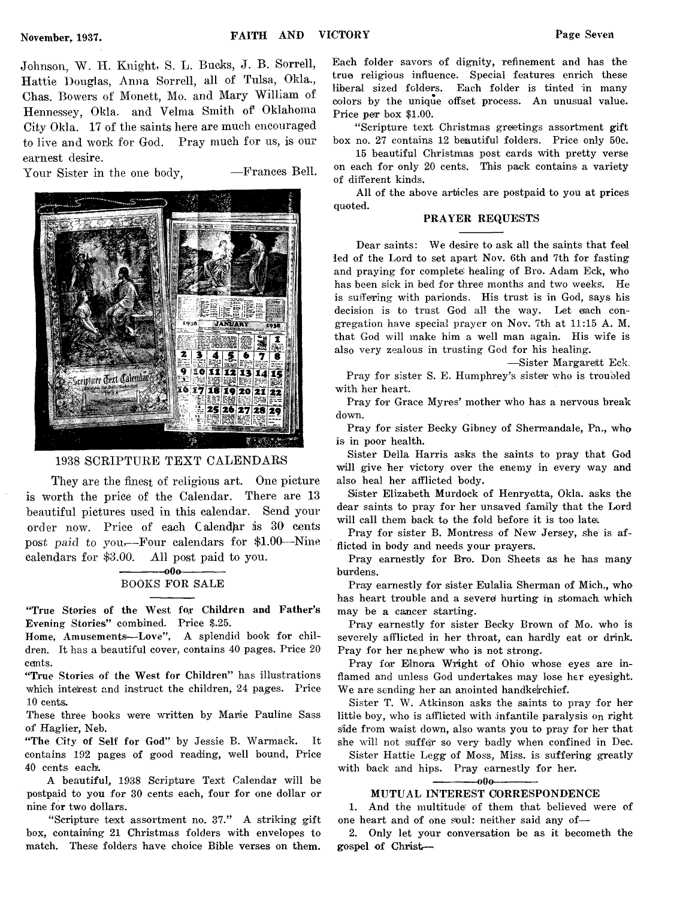Johnson, W. H. Knight, S. L. Bucks, J. B. Sorrell, Hattie Douglas, Anna Sorrell, all of Tulsa, Okla., Chas. Bowers of Monett, Mo. and Mary William of Hennessey, Okla. and Velma Smith of Oklahoma City Okla. 17 of the saints here are much encouraged to live and work for God. Pray much for us, is our earnest desire.

Your Sister in the one body, —Frances Bell.

## 1938 SCRIPTURE TEXT CALENDARS

They are the finest of religious art. One picture is worth the price of the Calendar. There are 13 beautiful pictures used in this calendar. Send your order now. Price of each Calendar is 30 cents post paid to you.—Four calendars for $1.00—Nine calendars for $3.00. All post paid to you.

—o0o—

## BOOKS FOR SALE

**"True Stories of the West for Children and Father's Evening Stories"** combined. Price $.25.

**Home, Amusements—Love",** A splendid book for children. It has a beautiful cover, contains 40 pages. Price 20 cents.

**"True Stories of the West for Children"** has illustrations which interest and instruct the children, 24 pages. Price 10 cents.

These three books were written by Marie Pauline Sass of Haglier, Neb.

**"The City of Self for God"** by Jessie B. Warmack. It contains 192 pages of good reading, well bound, Price 40 cents each.

A beautiful, 1938 Scripture Text Calendar will be postpaid to you for 30 cents each, four for one dollar or nine for two dollars.

"Scripture text assortment no. 37." A striking gift box, containing 21 Christmas folders with envelopes to match. These folders have choice Bible verses on them. Each folder savors of dignity, refinement and has the true religious influence. Special features enrich these liberal sized folders. Each folder is tinted in many colors by the unique offset process. An unusual value. Price per box $1.00.

"Scripture text Christmas greetings assortment gift box no. 27 contains 12 beautiful folders. Price only 50c.

15 beautiful Christmas post cards with pretty verse on each for only 20 cents. This pack contains a variety of different kinds.

All of the above articles are postpaid to you at prices quoted.

## PRAYER REQUESTS

Dear saints: We desire to ask all the saints that feel led of the Lord to set apart Nov. 6th and 7th for fasting and praying for complete healing of Bro. Adam Eck, who has been sick in bed for three months and two weeks. He is suffering with parionds. His trust is in God, says his decision is to trust God all the way. Let each congregation have special prayer on Nov. 7th at 11:15 A. M. that God will make him a well man again. His wife is also very zealous in trusting God for his healing.

—Sister Margarett Eck.

Pray for sister S. E. Humphrey's sister who is troubled with her heart.

Pray for Grace Myres' mother who has a nervous break down.

Pray for sister Becky Gibney of Shermandale, Pa., who is in poor health.

Sister Della Harris asks the saints to pray that God will give her victory over the enemy in every way and also heal her afflicted body.

Sister Elizabeth Murdock of Henryetta, Okla. asks the dear saints to pray for her unsaved family that the Lord will call them back to the fold before it is too late.

Pray for sister B. Montress of New Jersey, she is afflicted in body and needs your prayers.

Pray earnestly for Bro. Don Sheets as he has many burdens.

Pray earnestly for sister Eulalia Sherman of Mich., who has heart trouble and a severe hurting in stomach which may be a cancer starting.

Pray earnestly for sister Becky Brown of Mo. who is severely afflicted in her throat, can hardly eat or drink. Pray for her nephew who is not strong.

Pray for Elnora Wright of Ohio whose eyes are inflamed and unless God undertakes may lose her eyesight. We are sending her an anointed handkerchief.

Sister T. W. Atkinson asks the saints to pray for her little boy, who is afflicted with infantile paralysis on right side from waist down, also wants you to pray for her that she will not suffer so very badly when confined in Dec.

Sister Hattie Legg of Moss, Miss. is suffering greatly with back and hips. Pray earnestly for her.

—o0o—

## MUTUAL INTEREST CORRESPONDENCE

1. And the multitude of them that believed were of one heart and of one soul: neither said any of—

2. Only let your conversation be as it becometh the gospel of Christ—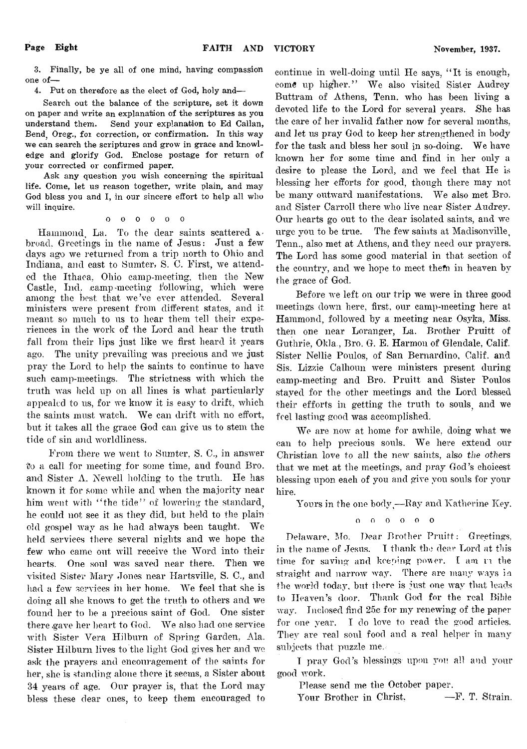3. Finally, be ye all of one mind, having compassion one of—

4. Put on therefore as the elect of God, holy and—

Search out the balance of the scripture, set it down on paper and write an explanation of the scriptures as you understand them. Send your explanation to Ed Callan, Bend, Oreg., for correction, or confirmation. In this way we can search the scriptures and grow in grace and knowledge and glorify God. Enclose postage for return of your corrected or confirmed paper.

Ask any question you wish concerning the spiritual life. Come, let us reason together, write plain, and may God bless you and I, in our sincere effort to help all who will inquire.

o o o o o o

Hammond, La. To the dear saints scattered abroad. Greetings in the name of Jesus: Just a few days ago we returned from a trip north to Ohio and Indiana, and east to Sumter, S. C. First, we attended the Ithaca, Ohio camp-meeting, then the New Castle, Ind. camp-meeting following, which were among the best that we've ever attended. Several ministers were present from different states, and it meant so much to us to hear them tell their experiences in the work of the Lord and hear the truth fall from their lips just like we first heard it years ago. The unity prevailing was precious and we just pray the Lord to help the saints to continue to have such camp-meetings. The strictness with which the truth was held up on all lines is what particularly appealed to us, for we know it is easy to drift, which the saints must watch. We can drift with no effort, but it takes all the grace God can give us to stem the tide of sin and worldliness.

From there we went to Sumter, S. C., in answer to a call for meeting for some time, and found Bro. and Sister A. Newell holding to the truth. He has known it for some while and when the majority near him went with "the tide" of lowering the standard, he could not see it as they did, but held to the plain old gospel way as he had always been taught. We held services there several nights and we hope the few who came out will receive the Word into their hearts. One soul was saved near there. Then we visited Sister Mary Jones near Hartsville, S. C., and had a few services in her home. We feel that she is doing all she knows to get the truth to others and we found her to be a precious saint of God. One sister there gave her heart to God. We also had one service with Sister Vera Hilburn of Spring Garden, Ala. Sister Hilburn lives to the light God gives her and we ask the prayers and encouragement of the saints for her, she is standing alone there it seems, a Sister about 34 years of age. Our prayer is, that the Lord may bless these dear ones, to keep them encouraged to continue in well-doing until He says, "It is enough, come up higher." We also visited Sister Audrey Buttram of Athens, Tenn. who has been living a devoted life to the Lord for several years. She has the care of her invalid father now for several months, and let us pray God to keep her strengthened in body for the task and bless her soul in so-doing. We have known her for some time and find in her only a desire to please the Lord, and we feel that He is blessing her efforts for good, though there may not be many outward manifestations. We also met Bro. and Sister Carroll there who live near Sister Audrey. Our hearts go out to the dear isolated saints, and we urge you to be true. The few saints at Madisonville, Tenn., also met at Athens, and they need our prayers. The Lord has some good material in that section of the country, and we hope to meet them in heaven by the grace of God.

Before we left on our trip we were in three good meetings down here, first, our camp-meeting here at Hammond, followed by a meeting near Osyka, Miss. then one near Loranger, La. Brother Pruitt of Guthrie, Okla., Bro. G. E. Harmon of Glendale, Calif. Sister Nellie Poulos, of San Bernardino, Calif. and Sis. Lizzie Calhoun were ministers present during camp-meeting and Bro. Pruitt and Sister Poulos stayed for the other meetings and the Lord blessed their efforts in getting the truth to souls, and we feel lasting good was accomplished.

We are now at home for awhile, doing what we can to help precious souls. We here extend our Christian love to all the new saints, also the others that we met at the meetings, and pray God's choicest blessing upon each of you and give you souls for your hire.

Yours in the one body,—Ray and Katherine Key.

o o o o o o

Delaware, Mo. Dear Brother Pruitt: Greetings, in the name of Jesus. I thank the dear Lord at this time for saving and keeping power. I am in the straight and narrow way. There are many ways in the world today, but there is just one way that leads to Heaven's door. Thank God for the real Bible way. Inclosed find 25c for my renewing of the paper for one year. I do love to read the good articles. They are real soul food and a real helper in many subjects that puzzle me.

I pray God's blessings upon you all and your good work.

Please send me the October paper.

Your Brother in Christ. —F. T. Strain.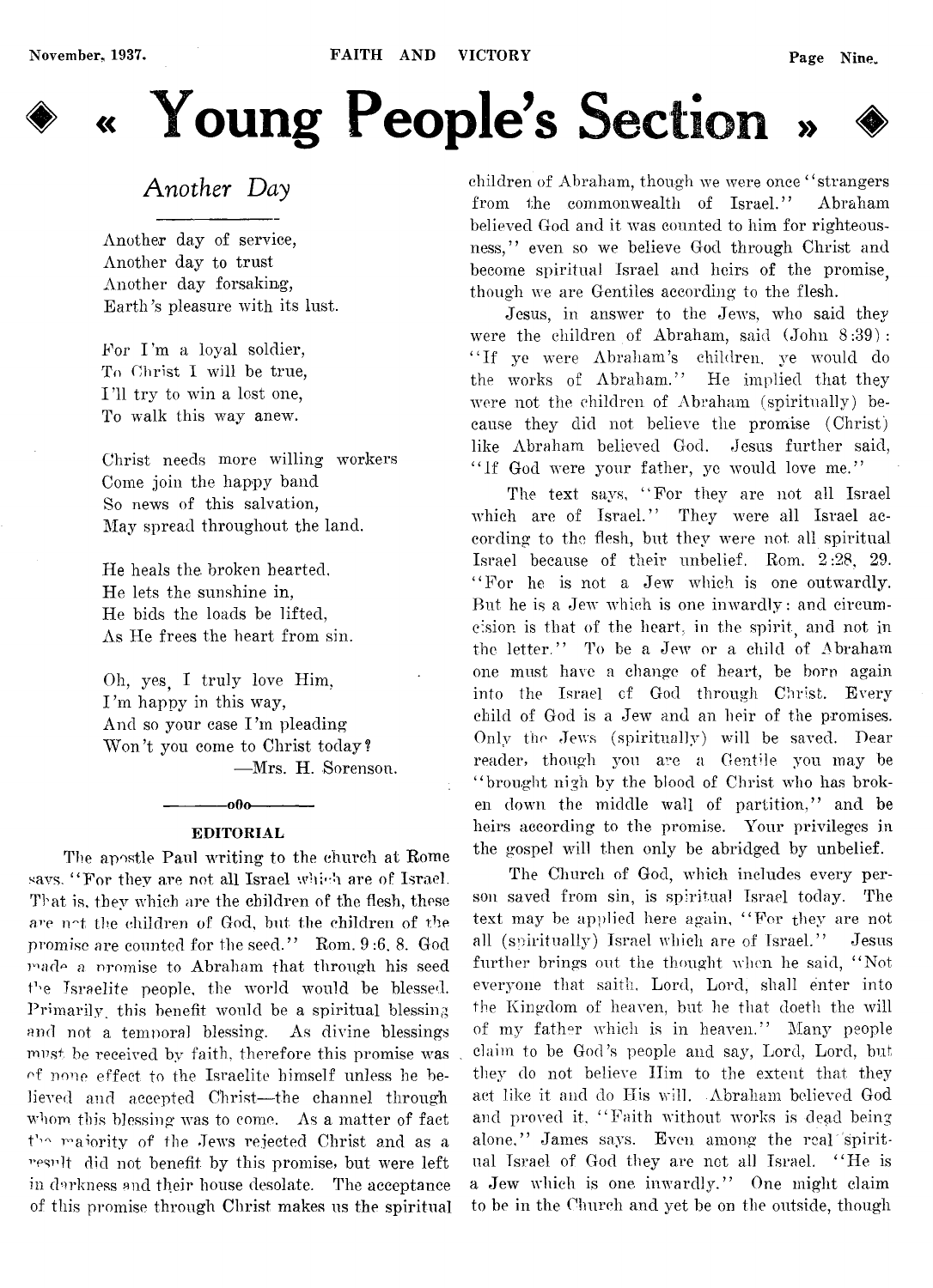# « Young People's Section »

## *Another Day*

Another day of service,
Another day to trust
Another day forsaking,
Earth's pleasure with its lust.

For I'm a loyal soldier,
To Christ I will be true,
I'll try to win a lost one,
To walk this way anew.

Christ needs more willing workers
Come join the happy band
So news of this salvation,
May spread throughout the land.

He heals the broken hearted,
He lets the sunshine in,
He bids the loads be lifted,
As He frees the heart from sin.

Oh, yes, I truly love Him,
I'm happy in this way,
And so your case I'm pleading
Won't you come to Christ today?

—Mrs. H. Sorenson.

---

### EDITORIAL

The apostle Paul writing to the church at Rome says. "For they are not all Israel which are of Israel. That is, they which are the children of the flesh, these are not the children of God, but the children of the promise are counted for the seed." Rom. 9:6, 8. God made a promise to Abraham that through his seed the Israelite people, the world would be blessed. Primarily, this benefit would be a spiritual blessing and not a temporal blessing. As divine blessings must be received by faith, therefore this promise was of none effect to the Israelite himself unless he believed and accepted Christ—the channel through whom this blessing was to come. As a matter of fact the majority of the Jews rejected Christ and as a result did not benefit by this promise, but were left in darkness and their house desolate. The acceptance of this promise through Christ makes us the spiritual children of Abraham, though we were once "strangers from the commonwealth of Israel." Abraham believed God and it was counted to him for righteousness," even so we believe God through Christ and become spiritual Israel and heirs of the promise, though we are Gentiles according to the flesh.

Jesus, in answer to the Jews, who said they were the children of Abraham, said (John 8:39): "If ye were Abraham's children, ye would do the works of Abraham." He implied that they were not the children of Abraham (spiritually) because they did not believe the promise (Christ) like Abraham believed God. Jesus further said, "If God were your father, ye would love me."

The text says, "For they are not all Israel which are of Israel." They were all Israel according to the flesh, but they were not all spiritual Israel because of their unbelief. Rom. 2:28, 29. "For he is not a Jew which is one outwardly. But he is a Jew which is one inwardly: and circumcision is that of the heart, in the spirit, and not in the letter." To be a Jew or a child of Abraham one must have a change of heart, be born again into the Israel of God through Christ. Every child of God is a Jew and an heir of the promises. Only the Jews (spiritually) will be saved. Dear reader, though you are a Gentile you may be "brought nigh by the blood of Christ who has broken down the middle wall of partition," and be heirs according to the promise. Your privileges in the gospel will then only be abridged by unbelief.

The Church of God, which includes every person saved from sin, is spiritual Israel today. The text may be applied here again, "For they are not all (spiritually) Israel which are of Israel." Jesus further brings out the thought when he said, "Not everyone that saith, Lord, Lord, shall enter into the Kingdom of heaven, but he that doeth the will of my father which is in heaven." Many people claim to be God's people and say, Lord, Lord, but they do not believe Him to the extent that they act like it and do His will. Abraham believed God and proved it. "Faith without works is dead being alone." James says. Even among the real spiritual Israel of God they are not all Israel. "He is a Jew which is one inwardly." One might claim to be in the Church and yet be on the outside, though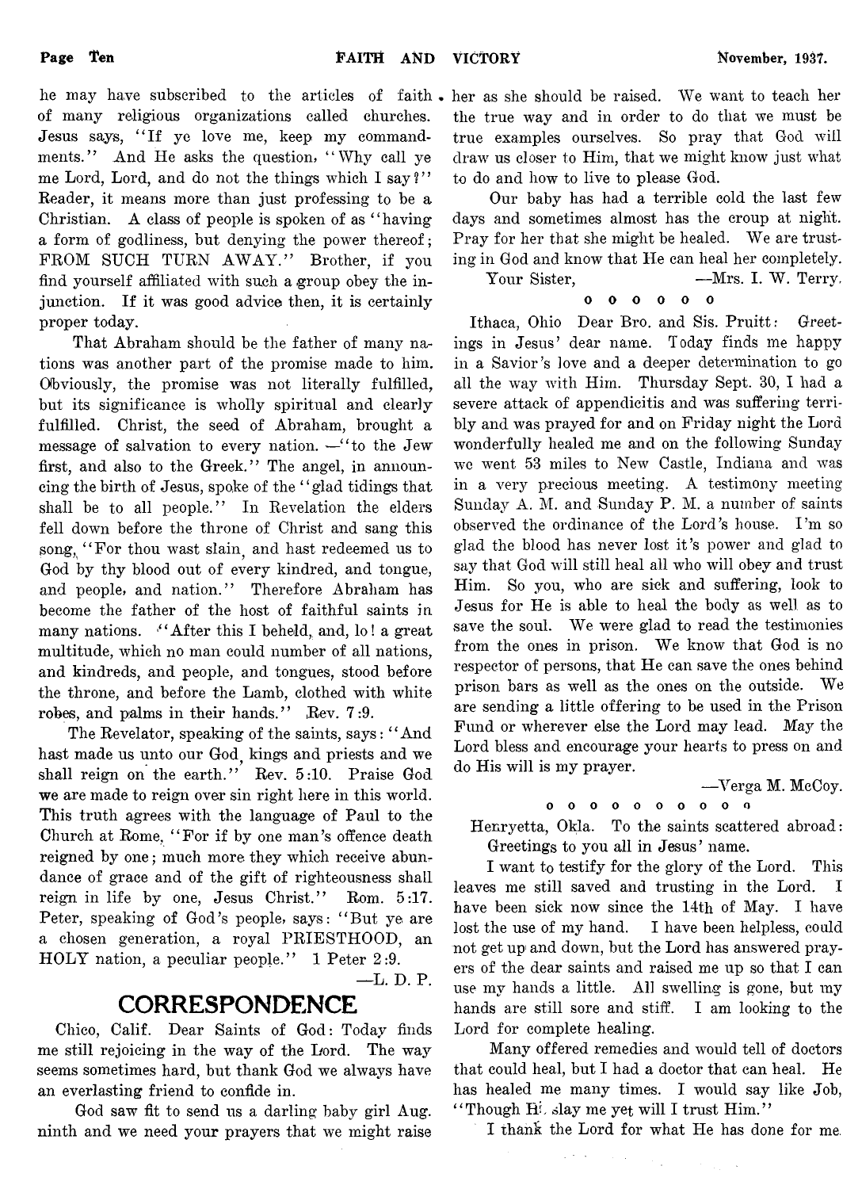he may have subscribed to the articles of faith of many religious organizations called churches. Jesus says, "If ye love me, keep my commandments." And He asks the question, "Why call ye me Lord, Lord, and do not the things which I say?" Reader, it means more than just professing to be a Christian. A class of people is spoken of as "having a form of godliness, but denying the power thereof; FROM SUCH TURN AWAY." Brother, if you find yourself affiliated with such a group obey the injunction. If it was good advice then, it is certainly proper today.

That Abraham should be the father of many nations was another part of the promise made to him. Obviously, the promise was not literally fulfilled, but its significance is wholly spiritual and clearly fulfilled. Christ, the seed of Abraham, brought a message of salvation to every nation. —"to the Jew first, and also to the Greek." The angel, in announcing the birth of Jesus, spoke of the "glad tidings that shall be to all people." In Revelation the elders fell down before the throne of Christ and sang this song, "For thou wast slain, and hast redeemed us to God by thy blood out of every kindred, and tongue, and people, and nation." Therefore Abraham has become the father of the host of faithful saints in many nations. "After this I beheld, and, lo! a great multitude, which no man could number of all nations, and kindreds, and people, and tongues, stood before the throne, and before the Lamb, clothed with white robes, and palms in their hands." Rev. 7:9.

The Revelator, speaking of the saints, says: "And hast made us unto our God, kings and priests and we shall reign on the earth." Rev. 5:10. Praise God we are made to reign over sin right here in this world. This truth agrees with the language of Paul to the Church at Rome, "For if by one man's offence death reigned by one; much more they which receive abundance of grace and of the gift of righteousness shall reign in life by one, Jesus Christ." Rom. 5:17. Peter, speaking of God's people, says: "But ye are a chosen generation, a royal PRIESTHOOD, an HOLY nation, a peculiar people." 1 Peter 2:9.

—L. D. P.

## CORRESPONDENCE

Chico, Calif. Dear Saints of God: Today finds me still rejoicing in the way of the Lord. The way seems sometimes hard, but thank God we always have an everlasting friend to confide in.

God saw fit to send us a darling baby girl Aug. ninth and we need your prayers that we might raise her as she should be raised. We want to teach her the true way and in order to do that we must be true examples ourselves. So pray that God will draw us closer to Him, that we might know just what to do and how to live to please God.

Our baby has had a terrible cold the last few days and sometimes almost has the croup at night. Pray for her that she might be healed. We are trusting in God and know that He can heal her completely.

Your Sister, —Mrs. I. W. Terry.

o o o o o o

Ithaca, Ohio Dear Bro. and Sis. Pruitt: Greetings in Jesus' dear name. Today finds me happy in a Savior's love and a deeper determination to go all the way with Him. Thursday Sept. 30, I had a severe attack of appendicitis and was suffering terribly and was prayed for and on Friday night the Lord wonderfully healed me and on the following Sunday we went 53 miles to New Castle, Indiana and was in a very precious meeting. A testimony meeting Sunday A. M. and Sunday P. M. a number of saints observed the ordinance of the Lord's house. I'm so glad the blood has never lost it's power and glad to say that God will still heal all who will obey and trust Him. So you, who are sick and suffering, look to Jesus for He is able to heal the body as well as to save the soul. We were glad to read the testimonies from the ones in prison. We know that God is no respector of persons, that He can save the ones behind prison bars as well as the ones on the outside. We are sending a little offering to be used in the Prison Fund or wherever else the Lord may lead. May the Lord bless and encourage your hearts to press on and do His will is my prayer.

—Verga M. McCoy.

o o o o o o o o o o

Henryetta, Okla. To the saints scattered abroad: Greetings to you all in Jesus' name.

I want to testify for the glory of the Lord. This leaves me still saved and trusting in the Lord. I have been sick now since the 14th of May. I have lost the use of my hand. I have been helpless, could not get up and down, but the Lord has answered prayers of the dear saints and raised me up so that I can use my hands a little. All swelling is gone, but my hands are still sore and stiff. I am looking to the Lord for complete healing.

Many offered remedies and would tell of doctors that could heal, but I had a doctor that can heal. He has healed me many times. I would say like Job, "Though He slay me yet will I trust Him."

I thank the Lord for what He has done for me.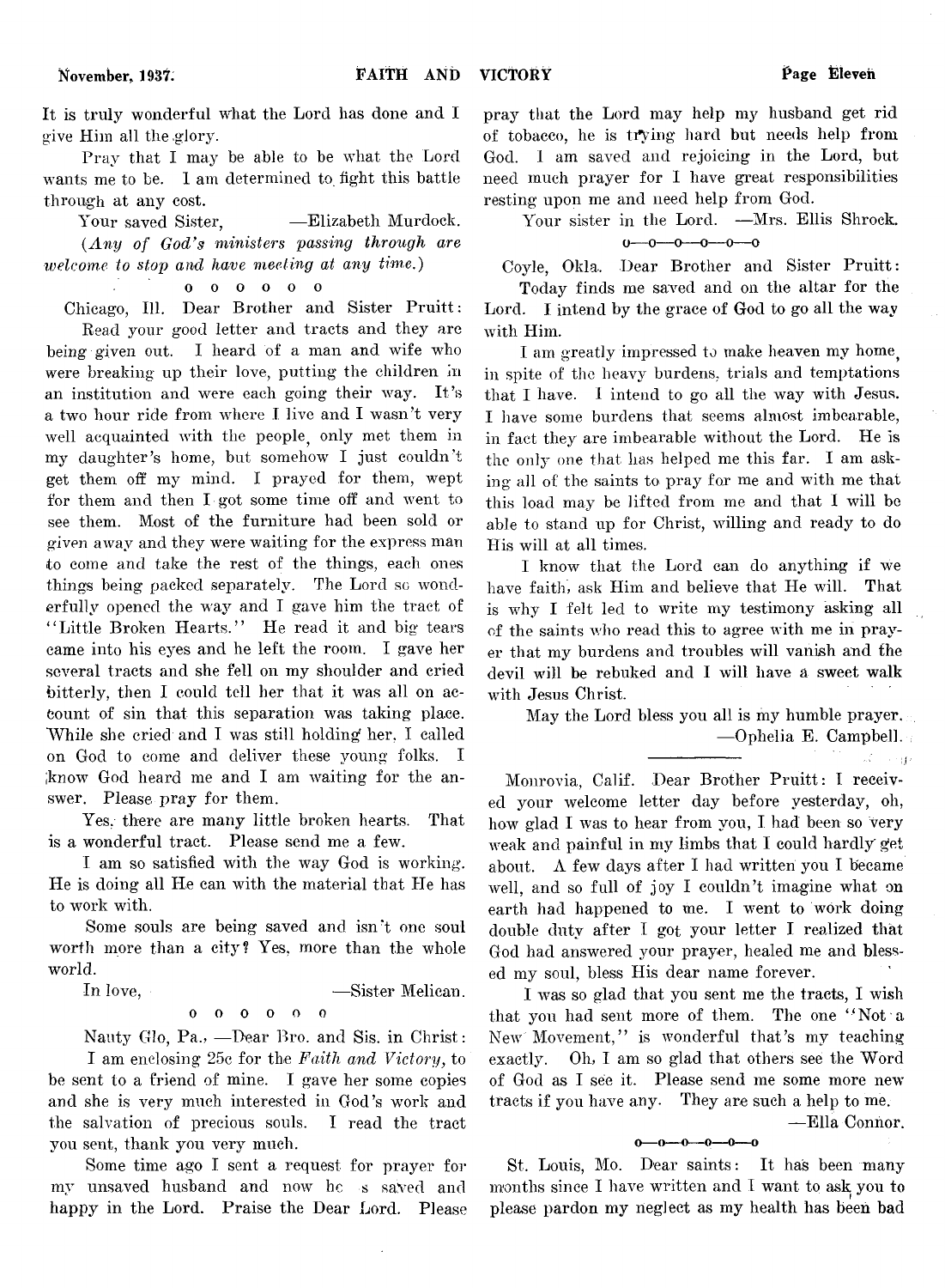It is truly wonderful what the Lord has done and I give Him all the glory.

Pray that I may be able to be what the Lord wants me to be. I am determined to fight this battle through at any cost.

Your saved Sister, —Elizabeth Murdock.

(*Any of God's ministers passing through are welcome to stop and have meeting at any time.*)

o o o o o o

Chicago, Ill. Dear Brother and Sister Pruitt:

Read your good letter and tracts and they are being given out. I heard of a man and wife who were breaking up their love, putting the children in an institution and were each going their way. It's a two hour ride from where I live and I wasn't very well acquainted with the people, only met them in my daughter's home, but somehow I just couldn't get them off my mind. I prayed for them, wept for them and then I got some time off and went to see them. Most of the furniture had been sold or given away and they were waiting for the express man to come and take the rest of the things, each ones things being packed separately. The Lord so wonderfully opened the way and I gave him the tract of "Little Broken Hearts." He read it and big tears came into his eyes and he left the room. I gave her several tracts and she fell on my shoulder and cried bitterly, then I could tell her that it was all on account of sin that this separation was taking place. While she cried and I was still holding her, I called on God to come and deliver these young folks. I know God heard me and I am waiting for the answer. Please pray for them.

Yes, there are many little broken hearts. That is a wonderful tract. Please send me a few.

I am so satisfied with the way God is working. He is doing all He can with the material that He has to work with.

Some souls are being saved and isn't one soul worth more than a city? Yes, more than the whole world.

In love, —Sister Melican.

o o o o o o

Nauty Glo, Pa., —Dear Bro. and Sis. in Christ:

I am enclosing 25c for the *Faith and Victory*, to be sent to a friend of mine. I gave her some copies and she is very much interested in God's work and the salvation of precious souls. I read the tract you sent, thank you very much.

Some time ago I sent a request for prayer for my unsaved husband and now he is saved and happy in the Lord. Praise the Dear Lord. Please pray that the Lord may help my husband get rid of tobacco, he is trying hard but needs help from God. I am saved and rejoicing in the Lord, but need much prayer for I have great responsibilities resting upon me and need help from God.

Your sister in the Lord. —Mrs. Ellis Shrock.

o—o—o—o—o—o

Coyle, Okla. Dear Brother and Sister Pruitt:

Today finds me saved and on the altar for the Lord. I intend by the grace of God to go all the way with Him.

I am greatly impressed to make heaven my home, in spite of the heavy burdens, trials and temptations that I have. I intend to go all the way with Jesus. I have some burdens that seems almost imbearable, in fact they are imbearable without the Lord. He is the only one that has helped me this far. I am asking all of the saints to pray for me and with me that this load may be lifted from me and that I will be able to stand up for Christ, willing and ready to do His will at all times.

I know that the Lord can do anything if we have faith, ask Him and believe that He will. That is why I felt led to write my testimony asking all of the saints who read this to agree with me in prayer that my burdens and troubles will vanish and the devil will be rebuked and I will have a sweet walk with Jesus Christ.

May the Lord bless you all is my humble prayer.

—Ophelia E. Campbell.

---

Monrovia, Calif. Dear Brother Pruitt: I received your welcome letter day before yesterday, oh, how glad I was to hear from you, I had been so very weak and painful in my limbs that I could hardly get about. A few days after I had written you I became well, and so full of joy I couldn't imagine what on earth had happened to me. I went to work doing double duty after I got your letter I realized that God had answered your prayer, healed me and blessed my soul, bless His dear name forever.

I was so glad that you sent me the tracts, I wish that you had sent more of them. The one "Not a New Movement," is wonderful that's my teaching exactly. Oh, I am so glad that others see the Word of God as I see it. Please send me some more new tracts if you have any. They are such a help to me.

—Ella Connor.

o—o—o—o—o—o

St. Louis, Mo. Dear saints: It has been many months since I have written and I want to ask you to please pardon my neglect as my health has been bad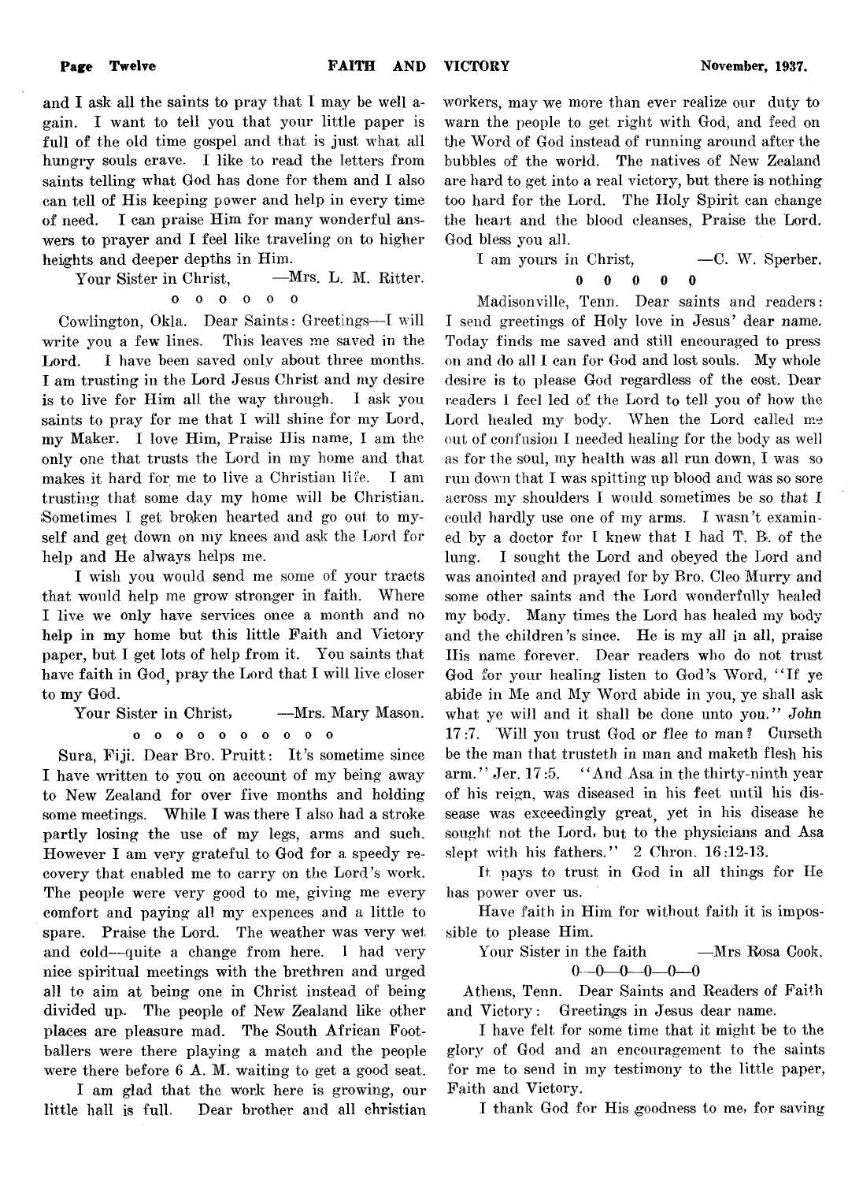and I ask all the saints to pray that I may be well again. I want to tell you that your little paper is full of the old time gospel and that is just what all hungry souls crave. I like to read the letters from saints telling what God has done for them and I also can tell of His keeping power and help in every time of need. I can praise Him for many wonderful answers to prayer and I feel like traveling on to higher heights and deeper depths in Him.

Your Sister in Christ, —Mrs. L. M. Ritter.

o o o o o o

Cowlington, Okla. Dear Saints: Greetings—I will write you a few lines. This leaves me saved in the Lord. I have been saved only about three months. I am trusting in the Lord Jesus Christ and my desire is to live for Him all the way through. I ask you saints to pray for me that I will shine for my Lord, my Maker. I love Him, Praise His name, I am the only one that trusts the Lord in my home and that makes it hard for me to live a Christian life. I am trusting that some day my home will be Christian. Sometimes I get broken hearted and go out to myself and get down on my knees and ask the Lord for help and He always helps me.

I wish you would send me some of your tracts that would help me grow stronger in faith. Where I live we only have services once a month and no help in my home but this little Faith and Victory paper, but I get lots of help from it. You saints that have faith in God, pray the Lord that I will live closer to my God.

Your Sister in Christ, —Mrs. Mary Mason.

o o o o o o o o o o

Sura, Fiji. Dear Bro. Pruitt: It's sometime since I have written to you on account of my being away to New Zealand for over five months and holding some meetings. While I was there I also had a stroke partly losing the use of my legs, arms and such. However I am very grateful to God for a speedy recovery that enabled me to carry on the Lord's work. The people were very good to me, giving me every comfort and paying all my expences and a little to spare. Praise the Lord. The weather was very wet and cold—quite a change from here. I had very nice spiritual meetings with the brethren and urged all to aim at being one in Christ instead of being divided up. The people of New Zealand like other places are pleasure mad. The South African Footballers were there playing a match and the people were there before 6 A. M. waiting to get a good seat.

I am glad that the work here is growing, our little hall is full. Dear brother and all christian workers, may we more than ever realize our duty to warn the people to get right with God, and feed on the Word of God instead of running around after the bubbles of the world. The natives of New Zealand are hard to get into a real victory, but there is nothing too hard for the Lord. The Holy Spirit can change the heart and the blood cleanses, Praise the Lord. God bless you all.

I am yours in Christ, —C. W. Sperber.

0 0 0 0 0

Madisonville, Tenn. Dear saints and readers: I send greetings of Holy love in Jesus' dear name. Today finds me saved and still encouraged to press on and do all I can for God and lost souls. My whole desire is to please God regardless of the cost. Dear readers I feel led of the Lord to tell you of how the Lord healed my body. When the Lord called me out of confusion I needed healing for the body as well as for the soul, my health was all run down, I was so run down that I was spitting up blood and was so sore across my shoulders I would sometimes be so that I could hardly use one of my arms. I wasn't examined by a doctor for I knew that I had T. B. of the lung. I sought the Lord and obeyed the Lord and was anointed and prayed for by Bro. Cleo Murry and some other saints and the Lord wonderfully healed my body. Many times the Lord has healed my body and the children's since. He is my all in all, praise His name forever. Dear readers who do not trust God for your healing listen to God's Word, "If ye abide in Me and My Word abide in you, ye shall ask what ye will and it shall be done unto you." John 17:7. Will you trust God or flee to man? Curseth be the man that trusteth in man and maketh flesh his arm." Jer. 17:5. "And Asa in the thirty-ninth year of his reign, was diseased in his feet until his dissease was exceedingly great, yet in his disease he sought not the Lord, but to the physicians and Asa slept with his fathers." 2 Chron. 16:12-13.

It pays to trust in God in all things for He has power over us.

Have faith in Him for without faith it is impossible to please Him.

Your Sister in the faith —Mrs Rosa Cook.

0—0—0—0—0—0

Athens, Tenn. Dear Saints and Readers of Faith and Victory: Greetings in Jesus dear name.

I have felt for some time that it might be to the glory of God and an encouragement to the saints for me to send in my testimony to the little paper, Faith and Victory.

I thank God for His goodness to me, for saving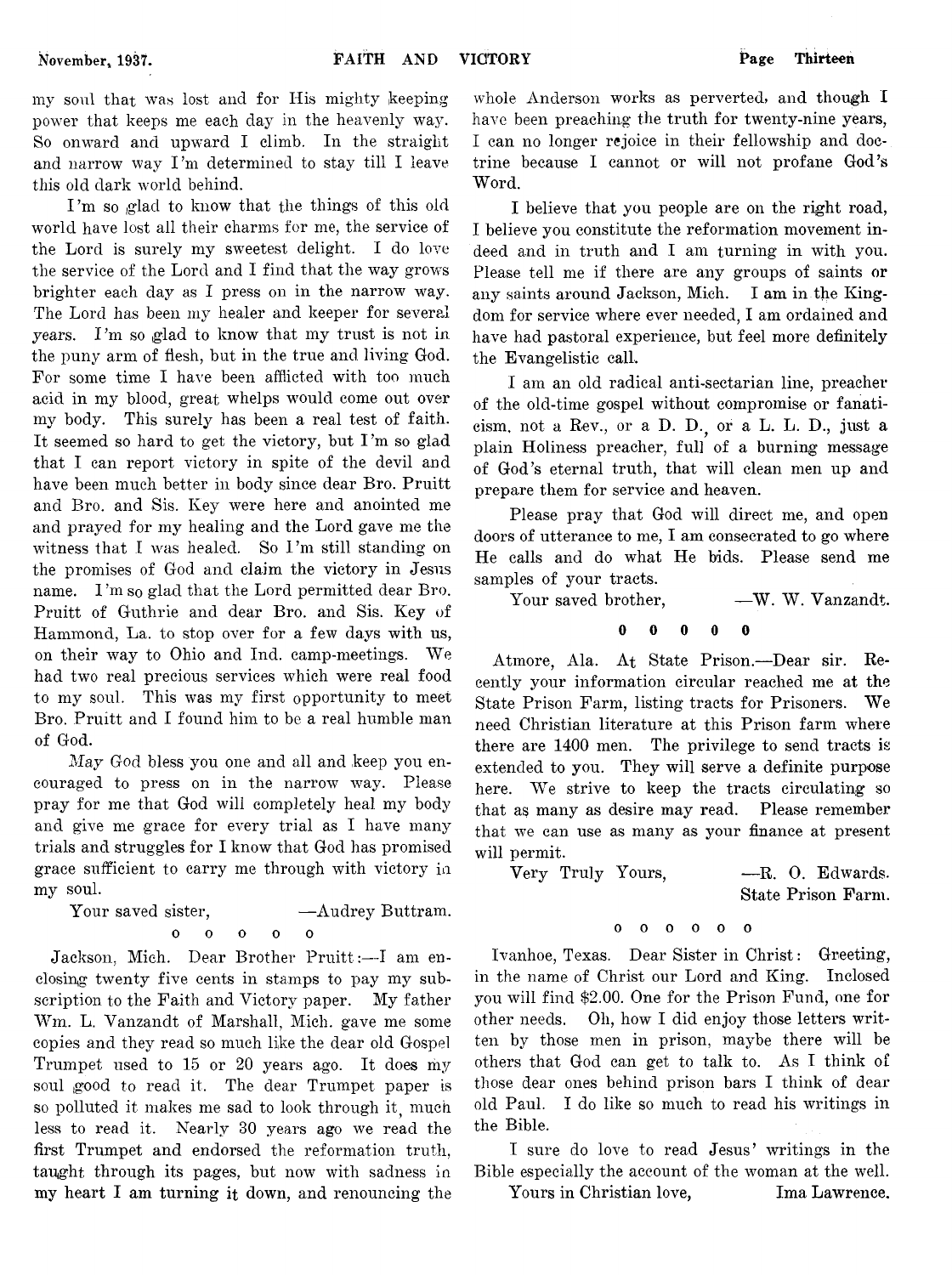my soul that was lost and for His mighty keeping power that keeps me each day in the heavenly way. So onward and upward I climb. In the straight and narrow way I'm determined to stay till I leave this old dark world behind.

I'm so glad to know that the things of this old world have lost all their charms for me, the service of the Lord is surely my sweetest delight. I do love the service of the Lord and I find that the way grows brighter each day as I press on in the narrow way. The Lord has been my healer and keeper for several years. I'm so glad to know that my trust is not in the puny arm of flesh, but in the true and living God. For some time I have been afflicted with too much acid in my blood, great whelps would come out over my body. This surely has been a real test of faith. It seemed so hard to get the victory, but I'm so glad that I can report victory in spite of the devil and have been much better in body since dear Bro. Pruitt and Bro. and Sis. Key were here and anointed me and prayed for my healing and the Lord gave me the witness that I was healed. So I'm still standing on the promises of God and claim the victory in Jesus name. I'm so glad that the Lord permitted dear Bro. Pruitt of Guthrie and dear Bro. and Sis. Key of Hammond, La. to stop over for a few days with us, on their way to Ohio and Ind. camp-meetings. We had two real precious services which were real food to my soul. This was my first opportunity to meet Bro. Pruitt and I found him to be a real humble man of God.

May God bless you one and all and keep you encouraged to press on in the narrow way. Please pray for me that God will completely heal my body and give me grace for every trial as I have many trials and struggles for I know that God has promised grace sufficient to carry me through with victory in my soul.

Your saved sister, —Audrey Buttram.

o o o o o

Jackson, Mich. Dear Brother Pruitt:—I am enclosing twenty five cents in stamps to pay my subscription to the Faith and Victory paper. My father Wm. L. Vanzandt of Marshall, Mich. gave me some copies and they read so much like the dear old Gospel Trumpet used to 15 or 20 years ago. It does my soul good to read it. The dear Trumpet paper is so polluted it makes me sad to look through it, much less to read it. Nearly 30 years ago we read the first Trumpet and endorsed the reformation truth, taught through its pages, but now with sadness in my heart I am turning it down, and renouncing the whole Anderson works as perverted, and though I have been preaching the truth for twenty-nine years, I can no longer rejoice in their fellowship and doctrine because I cannot or will not profane God's Word.

I believe that you people are on the right road, I believe you constitute the reformation movement indeed and in truth and I am turning in with you. Please tell me if there are any groups of saints or any saints around Jackson, Mich. I am in the Kingdom for service where ever needed, I am ordained and have had pastoral experience, but feel more definitely the Evangelistic call.

I am an old radical anti-sectarian line, preacher of the old-time gospel without compromise or fanaticism, not a Rev., or a D. D., or a L. L. D., just a plain Holiness preacher, full of a burning message of God's eternal truth, that will clean men up and prepare them for service and heaven.

Please pray that God will direct me, and open doors of utterance to me, I am consecrated to go where He calls and do what He bids. Please send me samples of your tracts.

Your saved brother, —W. W. Vanzandt.

**0 0 0 0 0**

Atmore, Ala. At State Prison.—Dear sir. Recently your information circular reached me at the State Prison Farm, listing tracts for Prisoners. We need Christian literature at this Prison farm where there are 1400 men. The privilege to send tracts is extended to you. They will serve a definite purpose here. We strive to keep the tracts circulating so that as many as desire may read. Please remember that we can use as many as your finance at present will permit.

Very Truly Yours, —R. O. Edwards.
State Prison Farm.

o o o o o o

Ivanhoe, Texas. Dear Sister in Christ: Greeting, in the name of Christ our Lord and King. Inclosed you will find $2.00. One for the Prison Fund, one for other needs. Oh, how I did enjoy those letters written by those men in prison, maybe there will be others that God can get to talk to. As I think of those dear ones behind prison bars I think of dear old Paul. I do like so much to read his writings in the Bible.

I sure do love to read Jesus' writings in the Bible especially the account of the woman at the well.

Yours in Christian love, Ima Lawrence.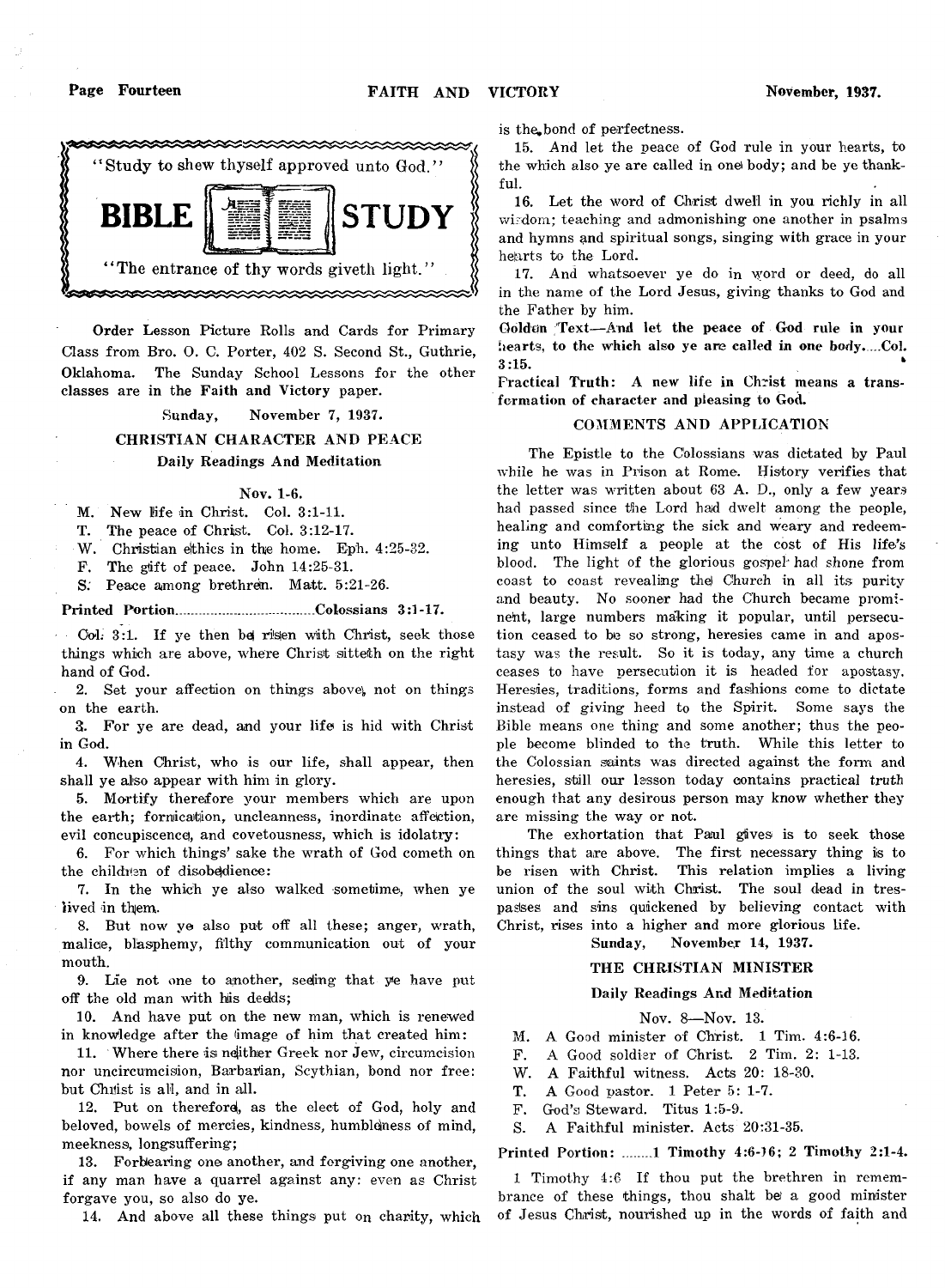"Study to shew thyself approved unto God."

# BIBLE STUDY

"The entrance of thy words giveth light."

Order Lesson Picture Rolls and Cards for Primary Class from Bro. O. C. Porter, 402 S. Second St., Guthrie, Oklahoma. The Sunday School Lessons for the other classes are in the Faith and Victory paper.

Sunday, November 7, 1937.

## CHRISTIAN CHARACTER AND PEACE

### Daily Readings And Meditation

Nov. 1-6.

M. New life in Christ. Col. 3:1-11.
T. The peace of Christ. Col. 3:12-17.
W. Christian ethics in the home. Eph. 4:25-32.
F. The gift of peace. John 14:25-31.
S. Peace among brethren. Matt. 5:21-26.

**Printed Portion...................................Colossians 3:1-17.**

Col. 3:1. If ye then be risen with Christ, seek those things which are above, where Christ sitteth on the right hand of God.

2. Set your affection on things above, not on things on the earth.

3. For ye are dead, and your life is hid with Christ in God.

4. When Christ, who is our life, shall appear, then shall ye also appear with him in glory.

5. Mortify therefore your members which are upon the earth; fornication, uncleanness, inordinate affection, evil concupiscence, and covetousness, which is idolatry:

6. For which things' sake the wrath of God cometh on the children of disobedience:

7. In the which ye also walked sometime, when ye lived in them.

8. But now ye also put off all these; anger, wrath, malice, blasphemy, filthy communication out of your mouth.

9. Lie not one to another, seeing that ye have put off the old man with his deeds;

10. And have put on the new man, which is renewed in knowledge after the image of him that created him:

11. Where there is neither Greek nor Jew, circumcision nor uncircumcision, Barbarian, Scythian, bond nor free: but Christ is all, and in all.

12. Put on therefore, as the elect of God, holy and beloved, bowels of mercies, kindness, humbleness of mind, meekness, longsuffering;

13. Forbearing one another, and forgiving one another, if any man have a quarrel against any: even as Christ forgave you, so also do ye.

14. And above all these things put on charity, which is the bond of perfectness.

15. And let the peace of God rule in your hearts, to the which also ye are called in one body; and be ye thankful.

16. Let the word of Christ dwell in you richly in all wisdom; teaching and admonishing one another in psalms and hymns and spiritual songs, singing with grace in your hearts to the Lord.

17. And whatsoever ye do in word or deed, do all in the name of the Lord Jesus, giving thanks to God and the Father by him.

**Golden Text—And let the peace of God rule in your hearts, to the which also ye are called in one body....Col. 3:15.**

**Practical Truth: A new life in Christ means a transformation of character and pleasing to God.**

### COMMENTS AND APPLICATION

The Epistle to the Colossians was dictated by Paul while he was in Prison at Rome. History verifies that the letter was written about 63 A. D., only a few years had passed since the Lord had dwelt among the people, healing and comforting the sick and weary and redeeming unto Himself a people at the cost of His life's blood. The light of the glorious gospel had shone from coast to coast revealing the Church in all its purity and beauty. No sooner had the Church became prominent, large numbers making it popular, until persecution ceased to be so strong, heresies came in and apostasy was the result. So it is today, any time a church ceases to have persecution it is headed for apostasy. Heresies, traditions, forms and fashions come to dictate instead of giving heed to the Spirit. Some says the Bible means one thing and some another; thus the people become blinded to the truth. While this letter to the Colossian saints was directed against the form and heresies, still our lesson today contains practical truth enough that any desirous person may know whether they are missing the way or not.

The exhortation that Paul gives is to seek those things that are above. The first necessary thing is to be risen with Christ. This relation implies a living union of the soul with Christ. The soul dead in trespasses and sins quickened by believing contact with Christ, rises into a higher and more glorious life.

Sunday, November 14, 1937.

## THE CHRISTIAN MINISTER

### Daily Readings And Meditation

Nov. 8—Nov. 13.

M. A Good minister of Christ. 1 Tim. 4:6-16.
F. A Good soldier of Christ. 2 Tim. 2: 1-13.
W. A Faithful witness. Acts 20: 18-30.
T. A Good pastor. 1 Peter 5: 1-7.
F. God's Steward. Titus 1:5-9.
S. A Faithful minister. Acts 20:31-35.

**Printed Portion: ........1 Timothy 4:6-16; 2 Timothy 2:1-4.**

1 Timothy 4:6 If thou put the brethren in remembrance of these things, thou shalt be a good minister of Jesus Christ, nourished up in the words of faith and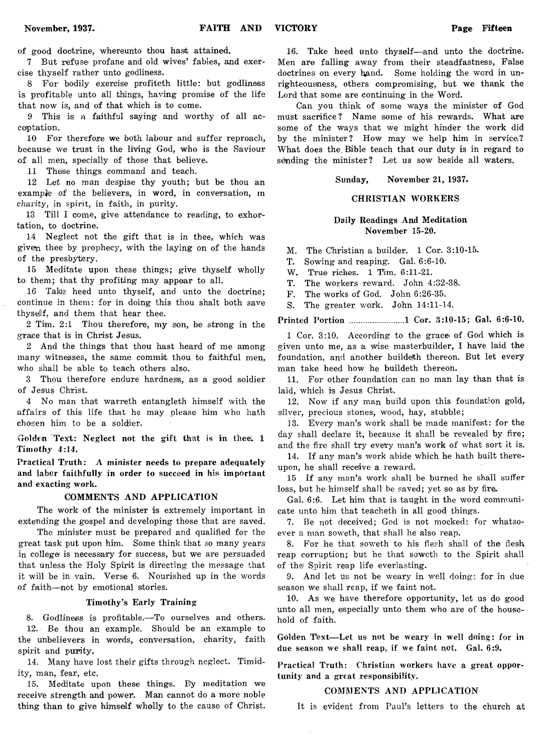of good doctrine, whereunto thou hast attained.

7 But refuse profane and old wives' fables, and exercise thyself rather unto godliness.

8 For bodily exercise profiteth little: but godliness is profitable unto all things, having promise of the life that now is, and of that which is to come.

9 This is a faithful saying and worthy of all acceptation.

10 For therefore we both labour and suffer reproach, because we trust in the living God, who is the Saviour of all men, specially of those that believe.

11 These things command and teach.

12 Let no man despise thy youth; but be thou an example of the believers, in word, in conversation, in charity, in spirit, in faith, in purity.

13 Till I come, give attendance to reading, to exhortation, to doctrine.

14 Neglect not the gift that is in thee, which was given thee by prophecy, with the laying on of the hands of the presbytery.

15 Meditate upon these things; give thyself wholly to them; that thy profiting may appear to all.

16 Take heed unto thyself, and unto the doctrine; continue in them: for in doing this thou shalt both save thyself, and them that hear thee.

2 Tim. 2:1 Thou therefore, my son, be strong in the grace that is in Christ Jesus.

2 And the things that thou hast heard of me among many witnesses, the same commit thou to faithful men, who shall be able to teach others also.

3 Thou therefore endure hardness, as a good soldier of Jesus Christ.

4 No man that warreth entangleth himself with the affairs of this life that he may please him who hath chosen him to be a soldier.

**Golden Text: Neglect not the gift that is in thee. 1 Timothy 4:14.**

**Practical Truth: A minister needs to prepare adequately and labor faithfully in order to succeed in his important and exacting work.**

### COMMENTS AND APPLICATION

The work of the minister is extremely important in extending the gospel and developing those that are saved.

The minister must be prepared and qualified for the great task put upon him. Some think that so many years in college is necessary for success, but we are persuaded that unless the Holy Spirit is directing the message that it will be in vain. Verse 6. Nourished up in the words of faith—not by emotional stories.

#### Timothy's Early Training

8. Godliness is profitable.—To ourselves and others.

12. Be thou an example. Should be an example to the unbelievers in words, conversation, charity, faith spirit and purity.

14. Many have lost their gifts through neglect. Timidity, man, fear, etc.

15. Meditate upon these things. By meditation we receive strength and power. Man cannot do a more noble thing than to give himself wholly to the cause of Christ.

16. Take heed unto thyself—and unto the doctrine. Men are falling away from their steadfastness, False doctrines on every hand. Some holding the word in unrighteousness, others compromising, but we thank the Lord that some are continuing in the Word.

Can you think of some ways the minister of God must sacrifice? Name some of his rewards. What are some of the ways that we might hinder the work did by the minister? How may we help him in service? What does the Bible teach that our duty is in regard to sending the minister? Let us sow beside all waters.

**Sunday, November 21, 1937.**

### CHRISTIAN WORKERS

**Daily Readings And Meditation November 15-20.**

M. The Christian a builder. 1 Cor. 3:10-15.
T. Sowing and reaping. Gal. 6:6-10.
W. True riches. 1 Tim. 6:11-21.
T. The workers reward. John 4:32-38.
F. The works of God. John 6:26-35.
S. The greater work. John 14:11-14.

**Printed Portion ..........................1 Cor. 3:10-15; Gal. 6:6-10.**

1 Cor. 3:10. According to the grace of God which is given unto me, as a wise masterbuilder, I have laid the foundation, and another buildeth thereon. But let every man take heed how he buildeth thereon.

11. For other foundation can no man lay than that is laid, which is Jesus Christ.

12. Now if any man build upon this foundation gold, silver, precious stones, wood, hay, stubble;

13. Every man's work shall be made manifest: for the day shall declare it, because it shall be revealed by fire; and the fire shall try every man's work of what sort it is.

14. If any man's work abide which he hath built thereupon, he shall receive a reward.

15 If any man's work shall be burned he shall suffer loss, but he himself shall be saved; yet so as by fire.

Gal. 6:6. Let him that is taught in the word communicate unto him that teacheth in all good things.

7. Be not deceived; God is not mocked: for whatsoever a man soweth, that shall he also reap.

8. For he that soweth to his flesh shall of the flesh reap corruption; but he that soweth to the Spirit shall of the Spirit reap life everlasting.

9. And let us not be weary in well doing: for in due season we shall reap, if we faint not.

10. As we have therefore opportunity, let us do good unto all men, especially unto them who are of the household of faith.

**Golden Text—Let us not be weary in well doing: for in due season we shall reap, if we faint not. Gal. 6:9.**

**Practical Truth: Christian workers have a great opportunity and a great responsibility.**

### COMMENTS AND APPLICATION

It is evident from Paul's letters to the church at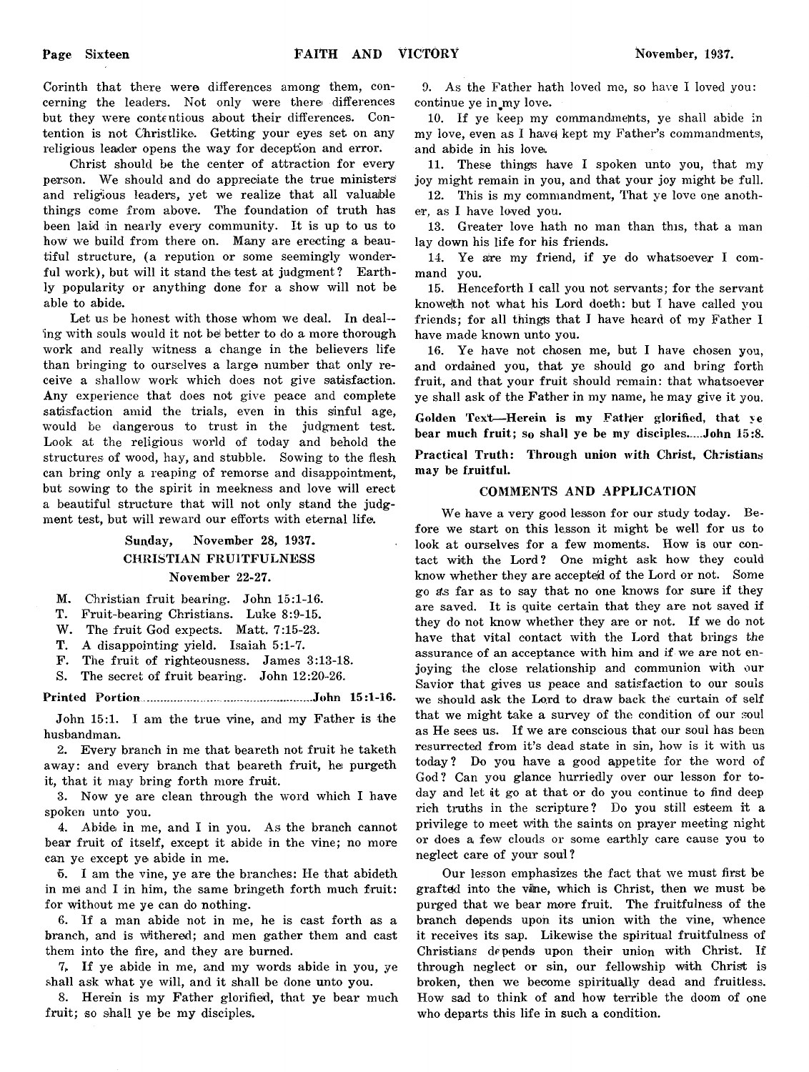Corinth that there were differences among them, concerning the leaders. Not only were there differences but they were contentious about their differences. Contention is not Christlike. Getting your eyes set on any religious leader opens the way for deception and error.

Christ should be the center of attraction for every person. We should and do appreciate the true ministers and religious leaders, yet we realize that all valuable things come from above. The foundation of truth has been laid in nearly every community. It is up to us to how we build from there on. Many are erecting a beautiful structure, (a repution or some seemingly wonderful work), but will it stand the test at judgment? Earthly popularity or anything done for a show will not be able to abide.

Let us be honest with those whom we deal. In dealing with souls would it not be better to do a more thorough work and really witness a change in the believers life than bringing to ourselves a large number that only receive a shallow work which does not give satisfaction. Any experience that does not give peace and complete satisfaction amid the trials, even in this sinful age, would be dangerous to trust in the judgment test. Look at the religious world of today and behold the structures of wood, hay, and stubble. Sowing to the flesh can bring only a reaping of remorse and disappointment, but sowing to the spirit in meekness and love will erect a beautiful structure that will not only stand the judgment test, but will reward our efforts with eternal life.

## Sunday, November 28, 1937.

## CHRISTIAN FRUITFULNESS

### November 22-27.

M. Christian fruit bearing. John 15:1-16.
T. Fruit-bearing Christians. Luke 8:9-15.
W. The fruit God expects. Matt. 7:15-23.
T. A disappointing yield. Isaiah 5:1-7.
F. The fruit of righteousness. James 3:13-18.
S. The secret of fruit bearing. John 12:20-26.

**Printed Portion..........................................John 15:1-16.**

John 15:1. I am the true vine, and my Father is the husbandman.

2. Every branch in me that beareth not fruit he taketh away: and every branch that beareth fruit, he purgeth it, that it may bring forth more fruit.

3. Now ye are clean through the word which I have spoken unto you.

4. Abide in me, and I in you. As the branch cannot bear fruit of itself, except it abide in the vine; no more can ye except ye abide in me.

5. I am the vine, ye are the branches: He that abideth in me and I in him, the same bringeth forth much fruit: for without me ye can do nothing.

6. If a man abide not in me, he is cast forth as a branch, and is withered; and men gather them and cast them into the fire, and they are burned.

7. If ye abide in me, and my words abide in you, ye shall ask what ye will, and it shall be done unto you.

8. Herein is my Father glorified, that ye bear much fruit; so shall ye be my disciples.

9. As the Father hath loved me, so have I loved you: continue ye in my love.

10. If ye keep my commandments, ye shall abide in my love, even as I have kept my Father's commandments, and abide in his love.

11. These things have I spoken unto you, that my joy might remain in you, and that your joy might be full.

12. This is my commandment, That ye love one another, as I have loved you.

13. Greater love hath no man than this, that a man lay down his life for his friends.

14. Ye are my friend, if ye do whatsoever I command you.

15. Henceforth I call you not servants; for the servant knoweth not what his Lord doeth: but I have called you friends; for all things that I have heard of my Father I have made known unto you.

16. Ye have not chosen me, but I have chosen you, and ordained you, that ye should go and bring forth fruit, and that your fruit should remain: that whatsoever ye shall ask of the Father in my name, he may give it you.

**Golden Text—Herein is my Father glorified, that ye bear much fruit; so shall ye be my disciples.....John 15:8.**

**Practical Truth: Through union with Christ, Christians may be fruitful.**

### COMMENTS AND APPLICATION

We have a very good lesson for our study today. Before we start on this lesson it might be well for us to look at ourselves for a few moments. How is our contact with the Lord? One might ask how they could know whether they are accepted of the Lord or not. Some go as far as to say that no one knows for sure if they are saved. It is quite certain that they are not saved if they do not know whether they are or not. If we do not have that vital contact with the Lord that brings the assurance of an acceptance with him and if we are not enjoying the close relationship and communion with our Savior that gives us peace and satisfaction to our souls we should ask the Lord to draw back the curtain of self that we might take a survey of the condition of our soul as He sees us. If we are conscious that our soul has been resurrected from it's dead state in sin, how is it with us today? Do you have a good appetite for the word of God? Can you glance hurriedly over our lesson for today and let it go at that or do you continue to find deep rich truths in the scripture? Do you still esteem it a privilege to meet with the saints on prayer meeting night or does a few clouds or some earthly care cause you to neglect care of your soul?

Our lesson emphasizes the fact that we must first be grafted into the vine, which is Christ, then we must be purged that we bear more fruit. The fruitfulness of the branch depends upon its union with the vine, whence it receives its sap. Likewise the spiritual fruitfulness of Christians depends upon their union with Christ. If through neglect or sin, our fellowship with Christ is broken, then we become spiritually dead and fruitless. How sad to think of and how terrible the doom of one who departs this life in such a condition.